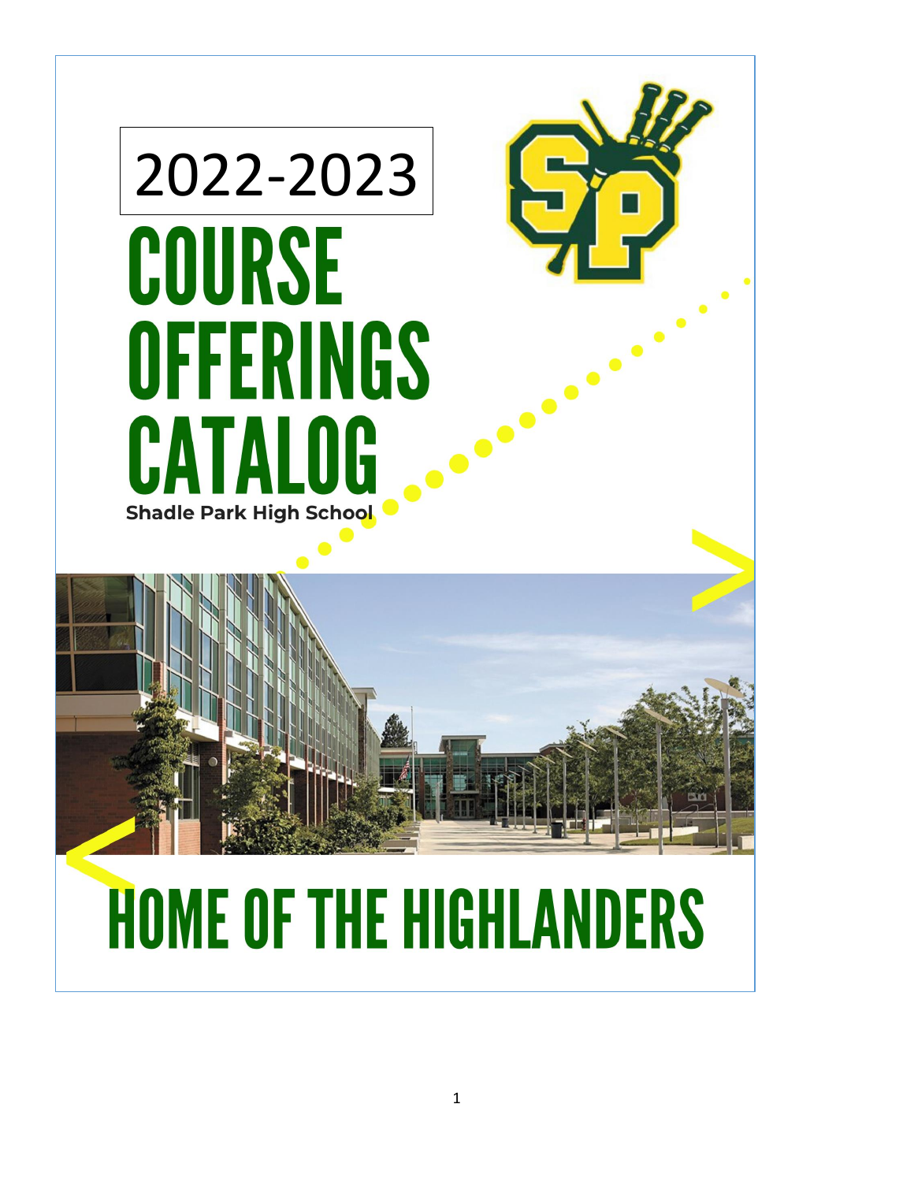2022-2023

# COURSE OFFERINGS CATALOG

**Shadle Park High School**

# HOME OF THE HIGHLANDERS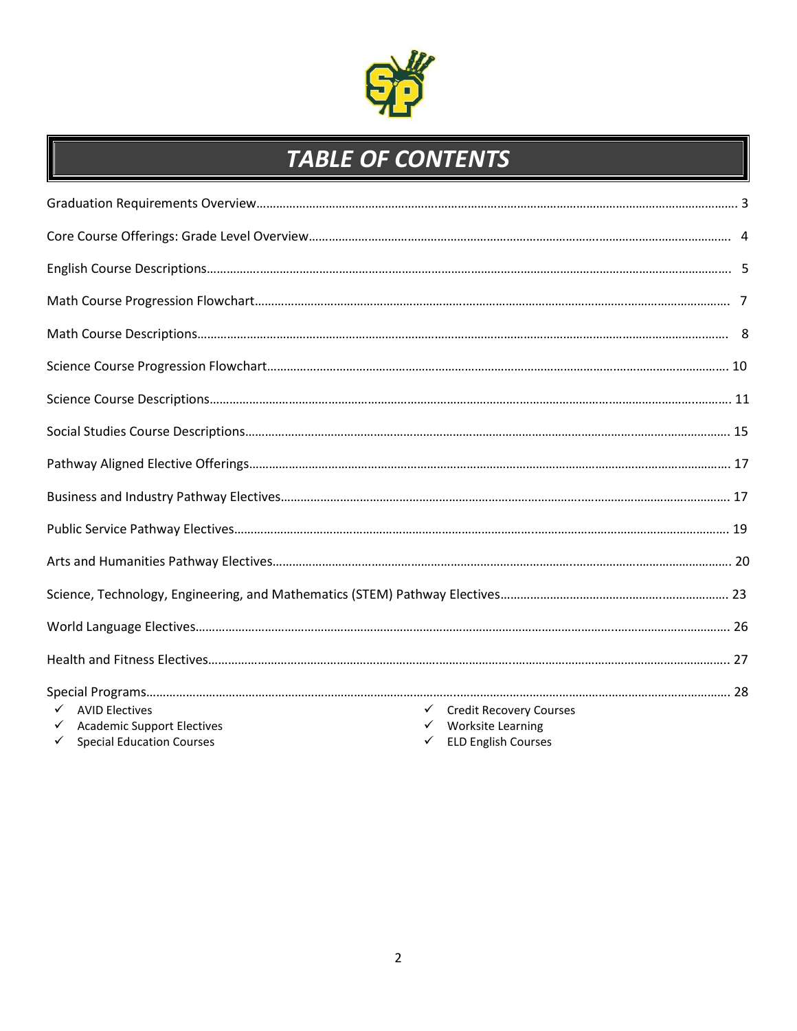# TABLE OF CONTENTS

Graduation Requirements Overview……………………………………………………………………………………………………… 3

Core Course Offerings: Grade Level Overview……………………………………………………………………………………… 4

English Course Descriptions……………………………………………………………………………………………………………… 5

Math Course Progression Flowchart…………………………………………………………………………………………………… 7

Math Course Descriptions………………………………………………………………………………………………………………… 8

Science Course Progression Flowchart………………………………………………………………………………………………… 10

Science Course Descriptions……………………………………………………………………………………………………………… 11

Social Studies Course Descriptions……………………………………………………………………………………………………… 15

Pathway Aligned Elective Offerings……………………………………………………………………………………………………… 17

Business and Industry Pathway Electives……………………………………………………………………………………………… 17

Public Service Pathway Electives………………………………………………………………………………………………………… 19

Arts and Humanities Pathway Electives………………………………………………………………………………………………… 20

Science, Technology, Engineering, and Mathematics (STEM) Pathway Electives…………………………………………… 23

World Language Electives………………………………………………………………………………………………………………… 26

Health and Fitness Electives……………………………………………………………………………………………………………… 27

Special Programs…………………………………………………………………………………………………………………………… 28

- ✓ AVID Electives
- ✓ Academic Support Electives
- ✓ Special Education Courses
- ✓ Credit Recovery Courses
- ✓ Worksite Learning
- ✓ ELD English Courses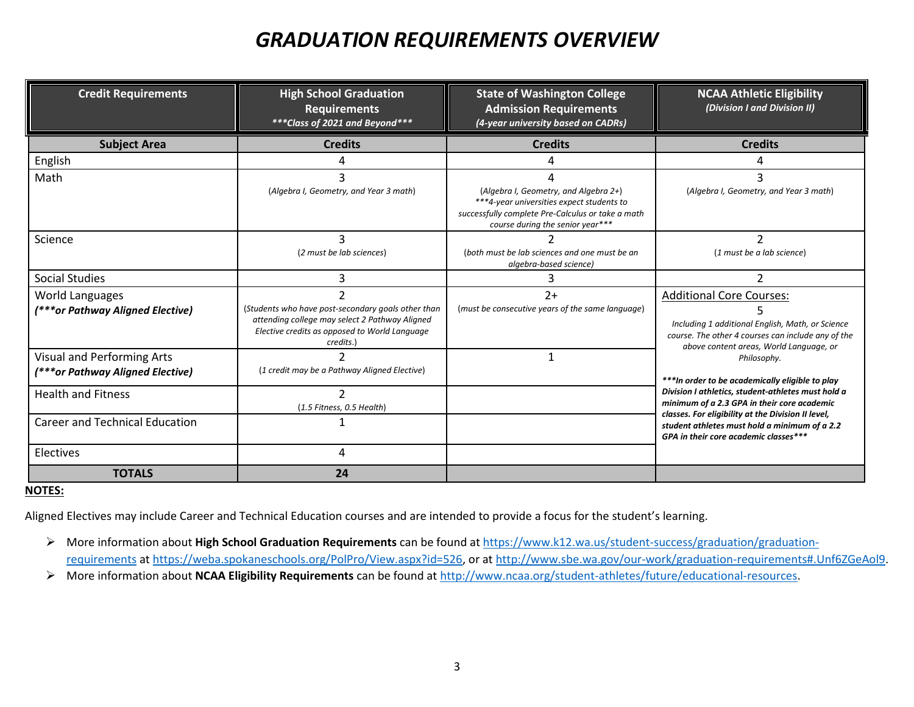# *GRADUATION REQUIREMENTS OVERVIEW*

| **Credit Requirements** | **High School Graduation Requirements** *\*\*\*Class of 2021 and Beyond\*\*\** | **State of Washington College Admission Requirements** *(4-year university based on CADRs)* | **NCAA Athletic Eligibility** *(Division I and Division II)* |
|---|---|---|---|
| **Subject Area** | **Credits** | **Credits** | **Credits** |
| English | 4 | 4 | 4 |
| Math | 3 (*Algebra I, Geometry, and Year 3 math*) | 4 (*Algebra I, Geometry, and Algebra 2+*) *\*\*\*4-year universities expect students to successfully complete Pre-Calculus or take a math course during the senior year\*\*\** | 3 (*Algebra I, Geometry, and Year 3 math*) |
| Science | 3 (*2 must be lab sciences*) | 2 (*both must be lab sciences and one must be an algebra-based science*) | 2 (*1 must be a lab science*) |
| Social Studies | 3 | 3 | 2 |
| World Languages ***(\*\*\*or Pathway Aligned Elective)*** | 2 (*Students who have post-secondary goals other than attending college may select 2 Pathway Aligned Elective credits as opposed to World Language credits.*) | 2+ (*must be consecutive years of the same language*) | Additional Core Courses: 5 *Including 1 additional English, Math, or Science course. The other 4 courses can include any of the above content areas, World Language, or Philosophy.* ***\*\*\*In order to be academically eligible to play Division I athletics, student-athletes must hold a minimum of a 2.3 GPA in their core academic classes. For eligibility at the Division II level, student athletes must hold a minimum of a 2.2 GPA in their core academic classes\*\*\**** |
| Visual and Performing Arts ***(\*\*\*or Pathway Aligned Elective)*** | 2 (*1 credit may be a Pathway Aligned Elective*) | 1 | |
| Health and Fitness | 2 (*1.5 Fitness, 0.5 Health*) | | |
| Career and Technical Education | 1 | | |
| Electives | 4 | | |
| **TOTALS** | **24** | | |

**NOTES:**

Aligned Electives may include Career and Technical Education courses and are intended to provide a focus for the student's learning.

- More information about **High School Graduation Requirements** can be found at https://www.k12.wa.us/student-success/graduation/graduation-requirements at https://weba.spokaneschools.org/PolPro/View.aspx?id=526, or at http://www.sbe.wa.gov/our-work/graduation-requirements#.Unf6ZGeAol9.
- More information about **NCAA Eligibility Requirements** can be found at http://www.ncaa.org/student-athletes/future/educational-resources.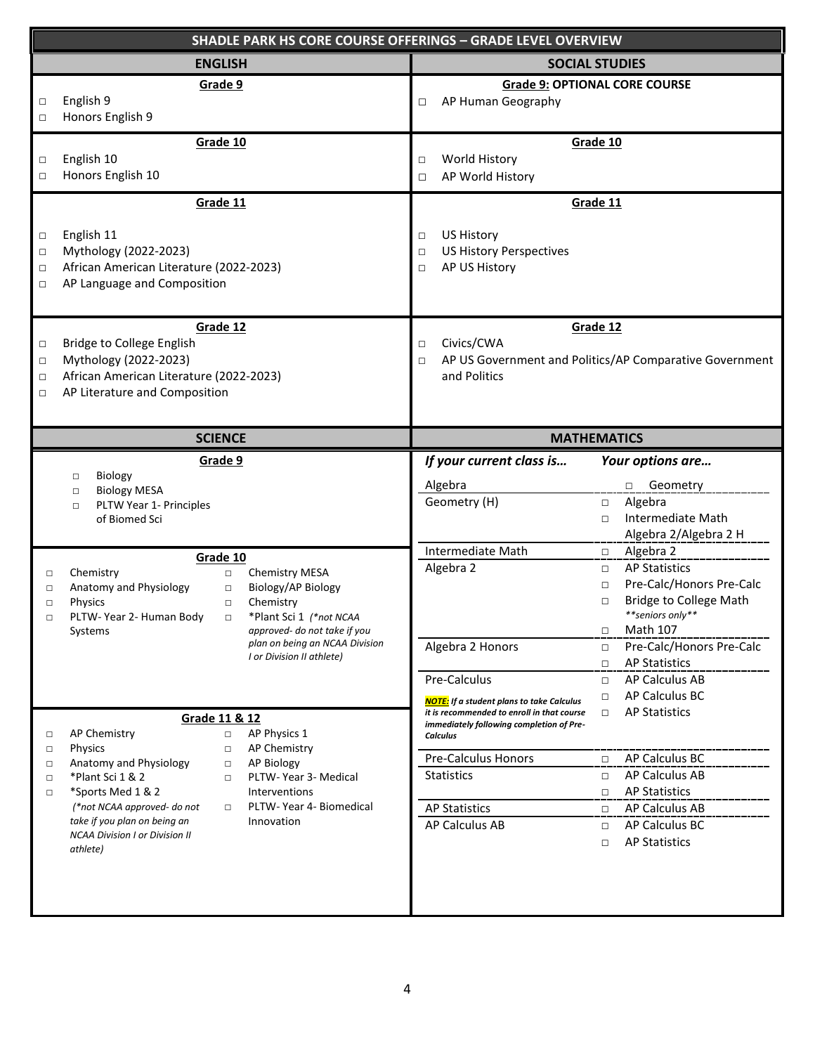# SHADLE PARK HS CORE COURSE OFFERINGS – GRADE LEVEL OVERVIEW

## ENGLISH

**Grade 9**

- □ English 9
- □ Honors English 9

**Grade 10**

- □ English 10
- □ Honors English 10

**Grade 11**

- □ English 11
- □ Mythology (2022-2023)
- □ African American Literature (2022-2023)
- □ AP Language and Composition

**Grade 12**

- □ Bridge to College English
- □ Mythology (2022-2023)
- □ African American Literature (2022-2023)
- □ AP Literature and Composition

## SOCIAL STUDIES

**Grade 9: OPTIONAL CORE COURSE**

- □ AP Human Geography

**Grade 10**

- □ World History
- □ AP World History

**Grade 11**

- □ US History
- □ US History Perspectives
- □ AP US History

**Grade 12**

- □ Civics/CWA
- □ AP US Government and Politics/AP Comparative Government and Politics

## SCIENCE

**Grade 9**

- □ Biology
- □ Biology MESA
- □ PLTW Year 1- Principles of Biomed Sci

**Grade 10**

- □ Chemistry
- □ Anatomy and Physiology
- □ Physics
- □ PLTW- Year 2- Human Body Systems
- □ Chemistry MESA
- □ Biology/AP Biology
- □ Chemistry
- □ *Plant Sci 1 *(*not NCAA approved- do not take if you plan on being an NCAA Division I or Division II athlete)*

**Grade 11 & 12**

- □ AP Chemistry
- □ Physics
- □ Anatomy and Physiology
- □ *Plant Sci 1 & 2
- □ *Sports Med 1 & 2

*(*not NCAA approved- do not take if you plan on being an NCAA Division I or Division II athlete)*

- □ AP Physics 1
- □ AP Chemistry
- □ AP Biology
- □ PLTW- Year 3- Medical Interventions
- □ PLTW- Year 4- Biomedical Innovation

## MATHEMATICS

| *If your current class is…* | *Your options are…* |
|---|---|
| Algebra | □ Geometry |
| Geometry (H) | □ Algebra<br>□ Intermediate Math<br>Algebra 2/Algebra 2 H |
| Intermediate Math | □ Algebra 2 |
| Algebra 2 | □ AP Statistics<br>□ Pre-Calc/Honors Pre-Calc<br>□ Bridge to College Math *\*\*seniors only\*\**<br>□ Math 107 |
| Algebra 2 Honors | □ Pre-Calc/Honors Pre-Calc<br>□ AP Statistics |
| Pre-Calculus<br>***NOTE:** If a student plans to take Calculus it is recommended to enroll in that course immediately following completion of Pre-Calculus* | □ AP Calculus AB<br>□ AP Calculus BC<br>□ AP Statistics |
| Pre-Calculus Honors | □ AP Calculus BC |
| Statistics | □ AP Calculus AB<br>□ AP Statistics |
| AP Statistics | □ AP Calculus AB |
| AP Calculus AB | □ AP Calculus BC<br>□ AP Statistics |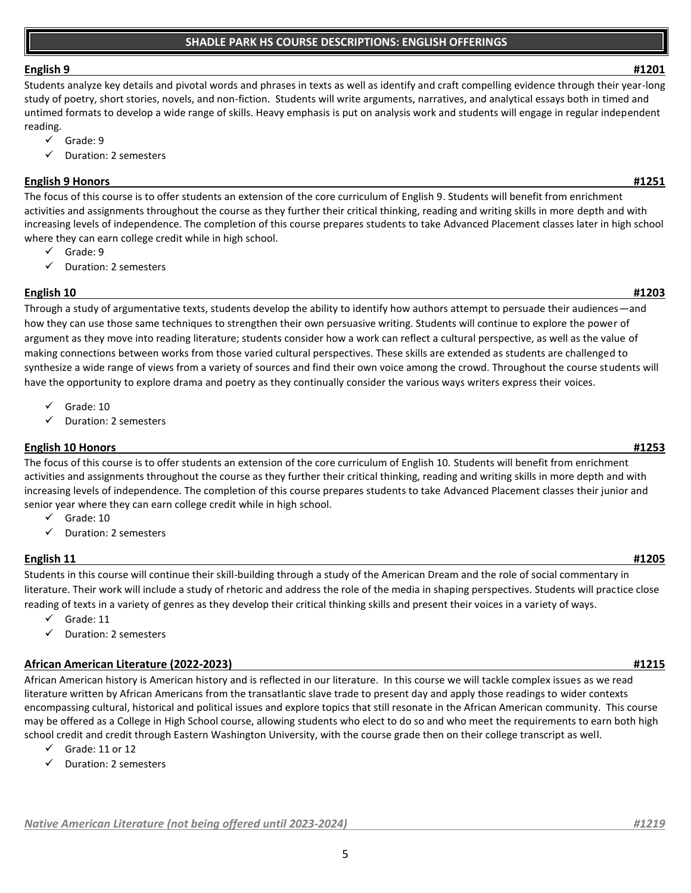## SHADLE PARK HS COURSE DESCRIPTIONS: ENGLISH OFFERINGS

### English 9 #1201

Students analyze key details and pivotal words and phrases in texts as well as identify and craft compelling evidence through their year-long study of poetry, short stories, novels, and non-fiction. Students will write arguments, narratives, and analytical essays both in timed and untimed formats to develop a wide range of skills. Heavy emphasis is put on analysis work and students will engage in regular independent reading.

- ✓ Grade: 9
- ✓ Duration: 2 semesters

### English 9 Honors #1251

The focus of this course is to offer students an extension of the core curriculum of English 9. Students will benefit from enrichment activities and assignments throughout the course as they further their critical thinking, reading and writing skills in more depth and with increasing levels of independence. The completion of this course prepares students to take Advanced Placement classes later in high school where they can earn college credit while in high school.

- ✓ Grade: 9
- ✓ Duration: 2 semesters

### English 10 #1203

Through a study of argumentative texts, students develop the ability to identify how authors attempt to persuade their audiences—and how they can use those same techniques to strengthen their own persuasive writing. Students will continue to explore the power of argument as they move into reading literature; students consider how a work can reflect a cultural perspective, as well as the value of making connections between works from those varied cultural perspectives. These skills are extended as students are challenged to synthesize a wide range of views from a variety of sources and find their own voice among the crowd. Throughout the course students will have the opportunity to explore drama and poetry as they continually consider the various ways writers express their voices.

- ✓ Grade: 10
- ✓ Duration: 2 semesters

### English 10 Honors #1253

The focus of this course is to offer students an extension of the core curriculum of English 10. Students will benefit from enrichment activities and assignments throughout the course as they further their critical thinking, reading and writing skills in more depth and with increasing levels of independence. The completion of this course prepares students to take Advanced Placement classes their junior and senior year where they can earn college credit while in high school.

- ✓ Grade: 10
- ✓ Duration: 2 semesters

### English 11 #1205

Students in this course will continue their skill-building through a study of the American Dream and the role of social commentary in literature. Their work will include a study of rhetoric and address the role of the media in shaping perspectives. Students will practice close reading of texts in a variety of genres as they develop their critical thinking skills and present their voices in a variety of ways.

- ✓ Grade: 11
- ✓ Duration: 2 semesters

### African American Literature (2022-2023) #1215

African American history is American history and is reflected in our literature. In this course we will tackle complex issues as we read literature written by African Americans from the transatlantic slave trade to present day and apply those readings to wider contexts encompassing cultural, historical and political issues and explore topics that still resonate in the African American community. This course may be offered as a College in High School course, allowing students who elect to do so and who meet the requirements to earn both high school credit and credit through Eastern Washington University, with the course grade then on their college transcript as well.

- ✓ Grade: 11 or 12
- ✓ Duration: 2 semesters

### *Native American Literature (not being offered until 2023-2024) #1219*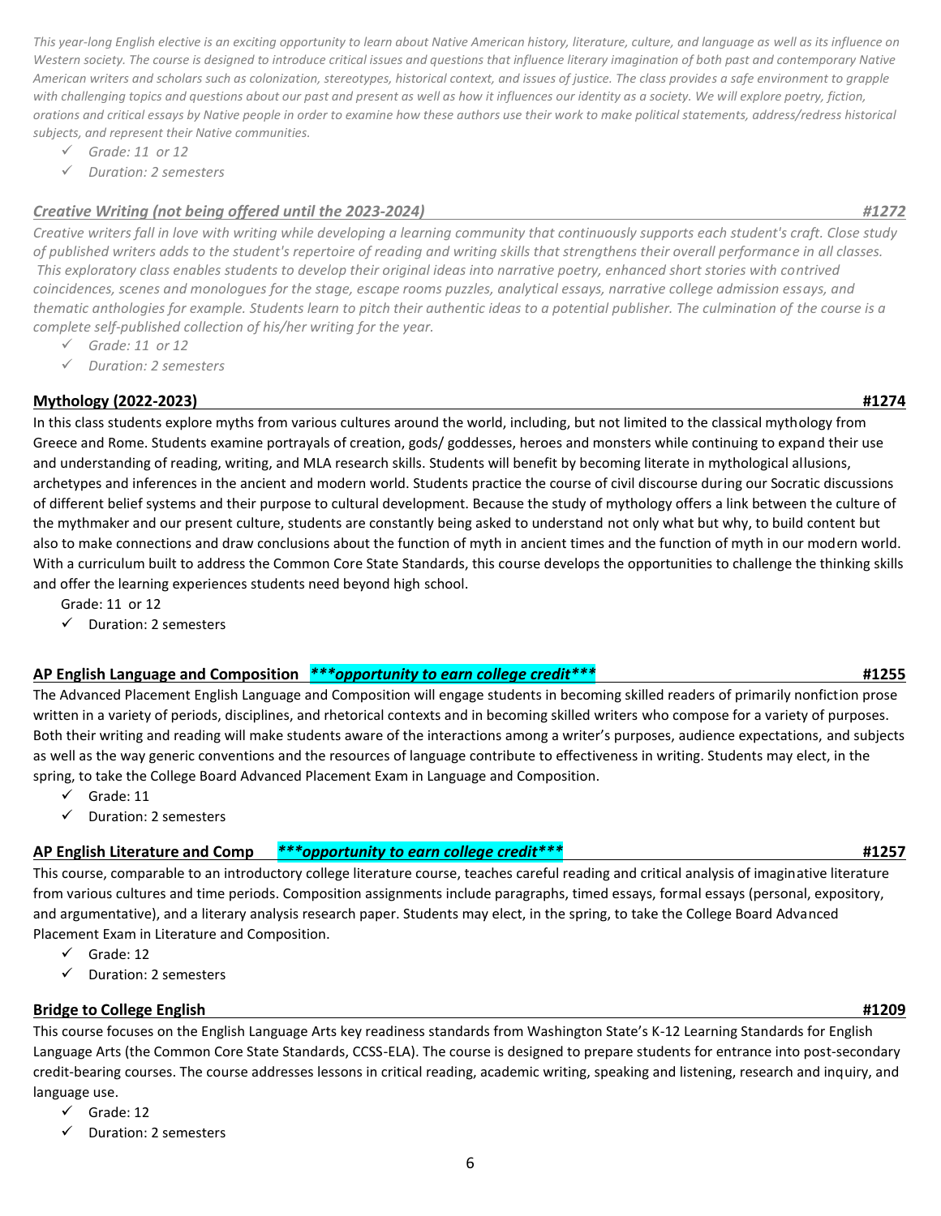*This year-long English elective is an exciting opportunity to learn about Native American history, literature, culture, and language as well as its influence on Western society. The course is designed to introduce critical issues and questions that influence literary imagination of both past and contemporary Native American writers and scholars such as colonization, stereotypes, historical context, and issues of justice. The class provides a safe environment to grapple with challenging topics and questions about our past and present as well as how it influences our identity as a society. We will explore poetry, fiction, orations and critical essays by Native people in order to examine how these authors use their work to make political statements, address/redress historical subjects, and represent their Native communities.*

- ✓ *Grade: 11 or 12*
- ✓ *Duration: 2 semesters*

### *Creative Writing (not being offered until the 2023-2024)* — *#1272*

*Creative writers fall in love with writing while developing a learning community that continuously supports each student's craft. Close study of published writers adds to the student's repertoire of reading and writing skills that strengthens their overall performance in all classes. This exploratory class enables students to develop their original ideas into narrative poetry, enhanced short stories with contrived coincidences, scenes and monologues for the stage, escape rooms puzzles, analytical essays, narrative college admission essays, and thematic anthologies for example. Students learn to pitch their authentic ideas to a potential publisher. The culmination of the course is a complete self-published collection of his/her writing for the year.*

- ✓ *Grade: 11 or 12*
- ✓ *Duration: 2 semesters*

### **Mythology (2022-2023)** — **#1274**

In this class students explore myths from various cultures around the world, including, but not limited to the classical mythology from Greece and Rome. Students examine portrayals of creation, gods/ goddesses, heroes and monsters while continuing to expand their use and understanding of reading, writing, and MLA research skills. Students will benefit by becoming literate in mythological allusions, archetypes and inferences in the ancient and modern world. Students practice the course of civil discourse during our Socratic discussions of different belief systems and their purpose to cultural development. Because the study of mythology offers a link between the culture of the mythmaker and our present culture, students are constantly being asked to understand not only what but why, to build content but also to make connections and draw conclusions about the function of myth in ancient times and the function of myth in our modern world. With a curriculum built to address the Common Core State Standards, this course develops the opportunities to challenge the thinking skills and offer the learning experiences students need beyond high school.

Grade: 11 or 12

- ✓ Duration: 2 semesters

### **AP English Language and Composition** ***\*\*\*opportunity to earn college credit\*\*\**** — **#1255**

The Advanced Placement English Language and Composition will engage students in becoming skilled readers of primarily nonfiction prose written in a variety of periods, disciplines, and rhetorical contexts and in becoming skilled writers who compose for a variety of purposes. Both their writing and reading will make students aware of the interactions among a writer's purposes, audience expectations, and subjects as well as the way generic conventions and the resources of language contribute to effectiveness in writing. Students may elect, in the spring, to take the College Board Advanced Placement Exam in Language and Composition.

- ✓ Grade: 11
- ✓ Duration: 2 semesters

### **AP English Literature and Comp** ***\*\*\*opportunity to earn college credit\*\*\**** — **#1257**

This course, comparable to an introductory college literature course, teaches careful reading and critical analysis of imaginative literature from various cultures and time periods. Composition assignments include paragraphs, timed essays, formal essays (personal, expository, and argumentative), and a literary analysis research paper. Students may elect, in the spring, to take the College Board Advanced Placement Exam in Literature and Composition.

- ✓ Grade: 12
- ✓ Duration: 2 semesters

### **Bridge to College English** — **#1209**

This course focuses on the English Language Arts key readiness standards from Washington State's K-12 Learning Standards for English Language Arts (the Common Core State Standards, CCSS-ELA). The course is designed to prepare students for entrance into post-secondary credit-bearing courses. The course addresses lessons in critical reading, academic writing, speaking and listening, research and inquiry, and language use.

- ✓ Grade: 12
- ✓ Duration: 2 semesters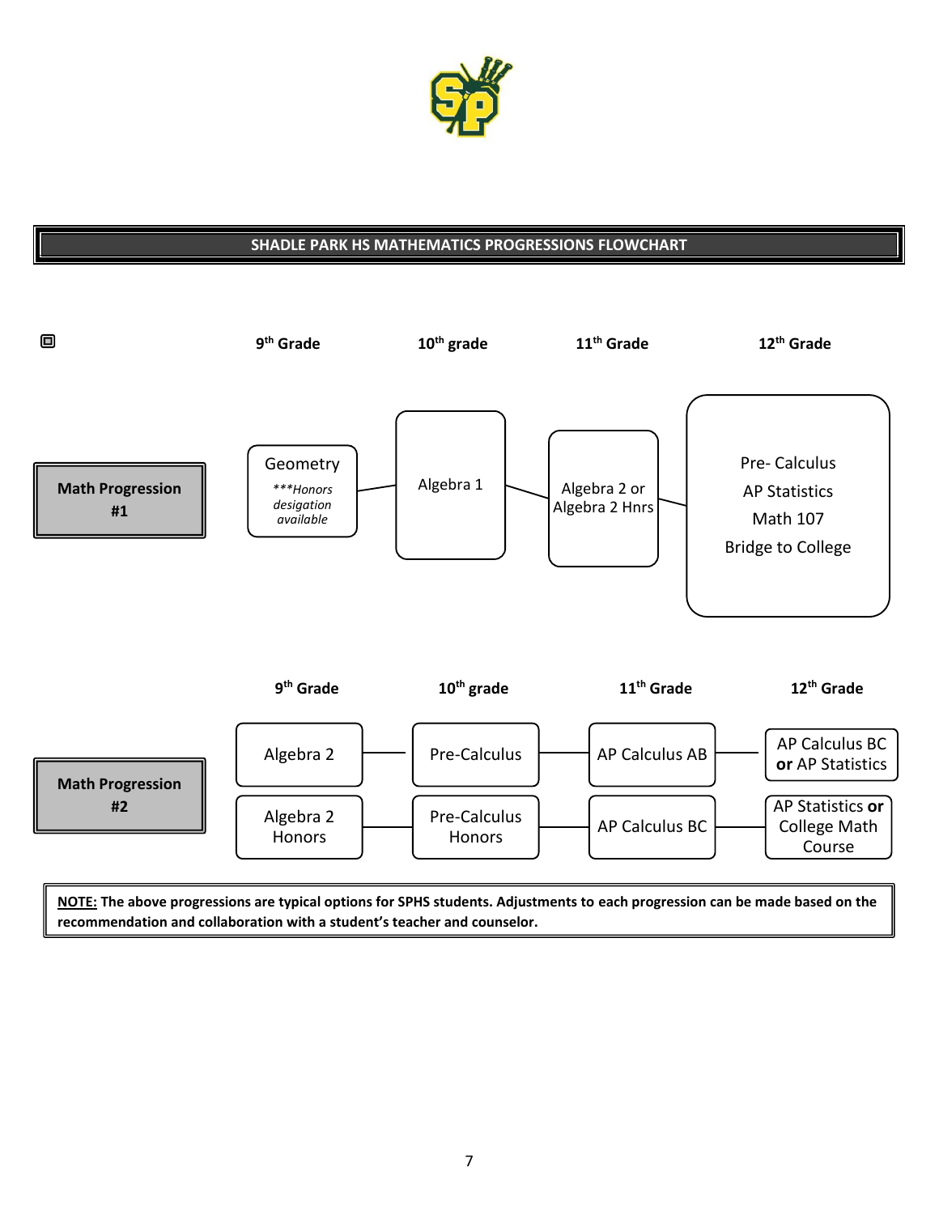## SHADLE PARK HS MATHEMATICS PROGRESSIONS FLOWCHART

| | 9th Grade | 10th grade | 11th Grade | 12th Grade |
|---|---|---|---|---|
| **Math Progression #1** | Geometry *\*\*\*Honors desigation available* | Algebra 1 | Algebra 2 or Algebra 2 Hnrs | Pre- Calculus<br>AP Statistics<br>Math 107<br>Bridge to College |

| | 9th Grade | 10th grade | 11th Grade | 12th Grade |
|---|---|---|---|---|
| **Math Progression #2** | Algebra 2 | Pre-Calculus | AP Calculus AB | AP Calculus BC **or** AP Statistics |
| | Algebra 2 Honors | Pre-Calculus Honors | AP Calculus BC | AP Statistics **or** College Math Course |

**NOTE: The above progressions are typical options for SPHS students. Adjustments to each progression can be made based on the recommendation and collaboration with a student's teacher and counselor.**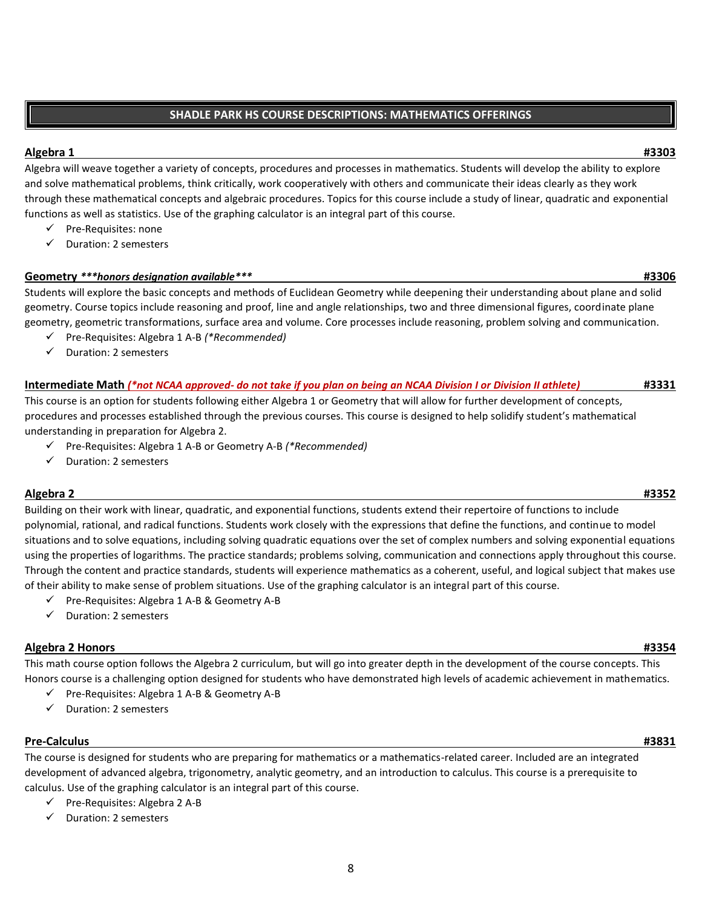# SHADE PARK HS COURSE DESCRIPTIONS: MATHEMATICS OFFERINGS

## Algebra 1 — #3303

Algebra will weave together a variety of concepts, procedures and processes in mathematics. Students will develop the ability to explore and solve mathematical problems, think critically, work cooperatively with others and communicate their ideas clearly as they work through these mathematical concepts and algebraic procedures. Topics for this course include a study of linear, quadratic and exponential functions as well as statistics. Use of the graphing calculator is an integral part of this course.

- ✓ Pre-Requisites: none
- ✓ Duration: 2 semesters

## Geometry ***\*\*\*honors designation available\*\*\**** — #3306

Students will explore the basic concepts and methods of Euclidean Geometry while deepening their understanding about plane and solid geometry. Course topics include reasoning and proof, line and angle relationships, two and three dimensional figures, coordinate plane geometry, geometric transformations, surface area and volume. Core processes include reasoning, problem solving and communication.

- ✓ Pre-Requisites: Algebra 1 A-B *(\*Recommended)*
- ✓ Duration: 2 semesters

## Intermediate Math *(\*not NCAA approved- do not take if you plan on being an NCAA Division I or Division II athlete)* — #3331

This course is an option for students following either Algebra 1 or Geometry that will allow for further development of concepts, procedures and processes established through the previous courses. This course is designed to help solidify student's mathematical understanding in preparation for Algebra 2.

- ✓ Pre-Requisites: Algebra 1 A-B or Geometry A-B *(\*Recommended)*
- ✓ Duration: 2 semesters

## Algebra 2 — #3352

Building on their work with linear, quadratic, and exponential functions, students extend their repertoire of functions to include polynomial, rational, and radical functions. Students work closely with the expressions that define the functions, and continue to model situations and to solve equations, including solving quadratic equations over the set of complex numbers and solving exponential equations using the properties of logarithms. The practice standards; problems solving, communication and connections apply throughout this course. Through the content and practice standards, students will experience mathematics as a coherent, useful, and logical subject that makes use of their ability to make sense of problem situations. Use of the graphing calculator is an integral part of this course.

- ✓ Pre-Requisites: Algebra 1 A-B & Geometry A-B
- ✓ Duration: 2 semesters

## Algebra 2 Honors — #3354

This math course option follows the Algebra 2 curriculum, but will go into greater depth in the development of the course concepts. This Honors course is a challenging option designed for students who have demonstrated high levels of academic achievement in mathematics.

- ✓ Pre-Requisites: Algebra 1 A-B & Geometry A-B
- ✓ Duration: 2 semesters

## Pre-Calculus — #3831

The course is designed for students who are preparing for mathematics or a mathematics-related career. Included are an integrated development of advanced algebra, trigonometry, analytic geometry, and an introduction to calculus. This course is a prerequisite to calculus. Use of the graphing calculator is an integral part of this course.

- ✓ Pre-Requisites: Algebra 2 A-B
- ✓ Duration: 2 semesters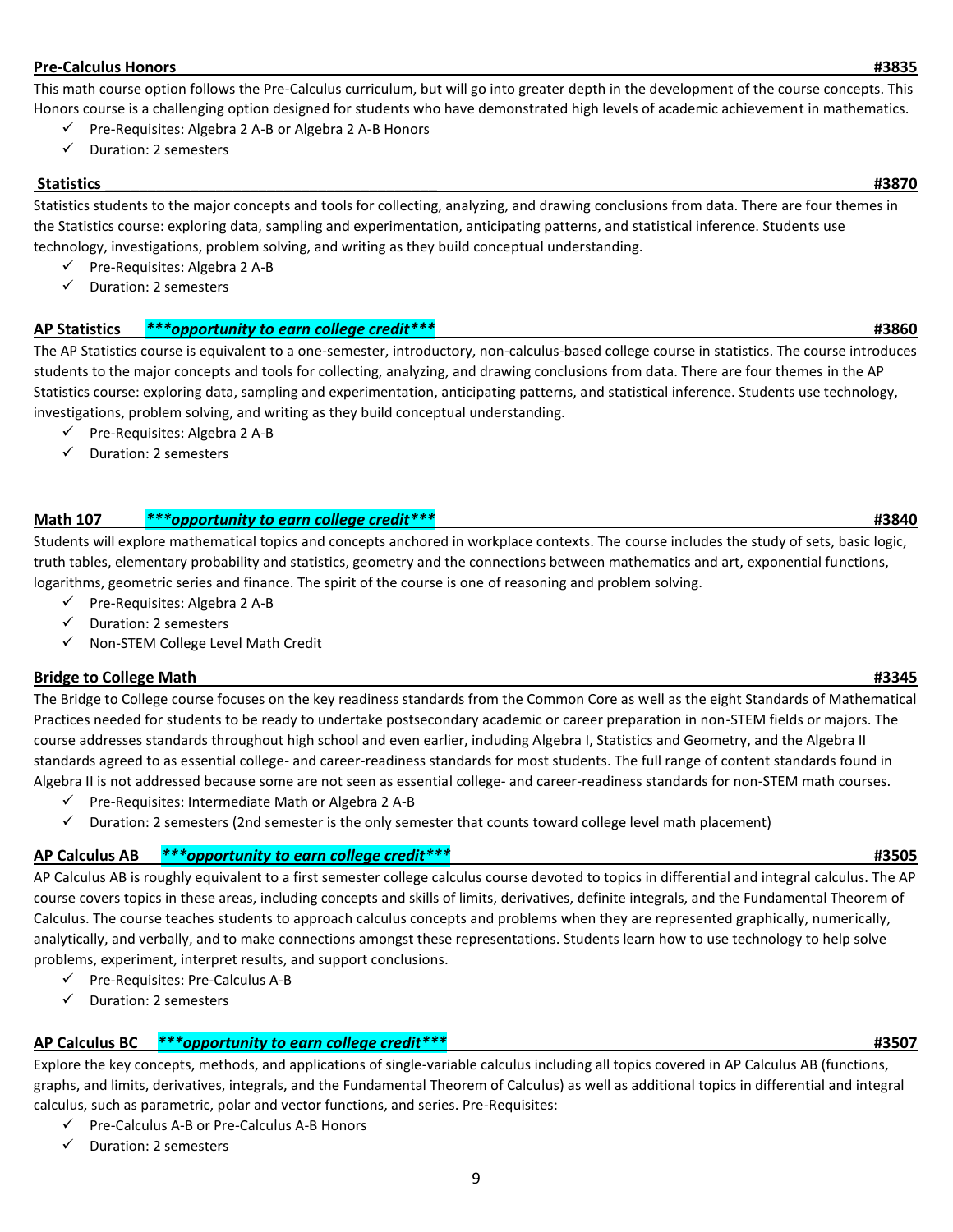**Pre-Calculus Honors** **#3835**

This math course option follows the Pre-Calculus curriculum, but will go into greater depth in the development of the course concepts. This Honors course is a challenging option designed for students who have demonstrated high levels of academic achievement in mathematics.

- ✓ Pre-Requisites: Algebra 2 A-B or Algebra 2 A-B Honors
- ✓ Duration: 2 semesters

**Statistics** **#3870**

Statistics students to the major concepts and tools for collecting, analyzing, and drawing conclusions from data. There are four themes in the Statistics course: exploring data, sampling and experimentation, anticipating patterns, and statistical inference. Students use technology, investigations, problem solving, and writing as they build conceptual understanding.

- ✓ Pre-Requisites: Algebra 2 A-B
- ✓ Duration: 2 semesters

**AP Statistics** ***\*\*\*opportunity to earn college credit\*\*\**** **#3860**

The AP Statistics course is equivalent to a one-semester, introductory, non-calculus-based college course in statistics. The course introduces students to the major concepts and tools for collecting, analyzing, and drawing conclusions from data. There are four themes in the AP Statistics course: exploring data, sampling and experimentation, anticipating patterns, and statistical inference. Students use technology, investigations, problem solving, and writing as they build conceptual understanding.

- ✓ Pre-Requisites: Algebra 2 A-B
- ✓ Duration: 2 semesters

**Math 107** ***\*\*\*opportunity to earn college credit\*\*\**** **#3840**

Students will explore mathematical topics and concepts anchored in workplace contexts. The course includes the study of sets, basic logic, truth tables, elementary probability and statistics, geometry and the connections between mathematics and art, exponential functions, logarithms, geometric series and finance. The spirit of the course is one of reasoning and problem solving.

- ✓ Pre-Requisites: Algebra 2 A-B
- ✓ Duration: 2 semesters
- ✓ Non-STEM College Level Math Credit

**Bridge to College Math** **#3345**

The Bridge to College course focuses on the key readiness standards from the Common Core as well as the eight Standards of Mathematical Practices needed for students to be ready to undertake postsecondary academic or career preparation in non-STEM fields or majors. The course addresses standards throughout high school and even earlier, including Algebra I, Statistics and Geometry, and the Algebra II standards agreed to as essential college- and career-readiness standards for most students. The full range of content standards found in Algebra II is not addressed because some are not seen as essential college- and career-readiness standards for non-STEM math courses.

- ✓ Pre-Requisites: Intermediate Math or Algebra 2 A-B
- ✓ Duration: 2 semesters (2nd semester is the only semester that counts toward college level math placement)

**AP Calculus AB** ***\*\*\*opportunity to earn college credit\*\*\**** **#3505**

AP Calculus AB is roughly equivalent to a first semester college calculus course devoted to topics in differential and integral calculus. The AP course covers topics in these areas, including concepts and skills of limits, derivatives, definite integrals, and the Fundamental Theorem of Calculus. The course teaches students to approach calculus concepts and problems when they are represented graphically, numerically, analytically, and verbally, and to make connections amongst these representations. Students learn how to use technology to help solve problems, experiment, interpret results, and support conclusions.

- ✓ Pre-Requisites: Pre-Calculus A-B
- ✓ Duration: 2 semesters

**AP Calculus BC** ***\*\*\*opportunity to earn college credit\*\*\**** **#3507**

Explore the key concepts, methods, and applications of single-variable calculus including all topics covered in AP Calculus AB (functions, graphs, and limits, derivatives, integrals, and the Fundamental Theorem of Calculus) as well as additional topics in differential and integral calculus, such as parametric, polar and vector functions, and series. Pre-Requisites:

- ✓ Pre-Calculus A-B or Pre-Calculus A-B Honors
- ✓ Duration: 2 semesters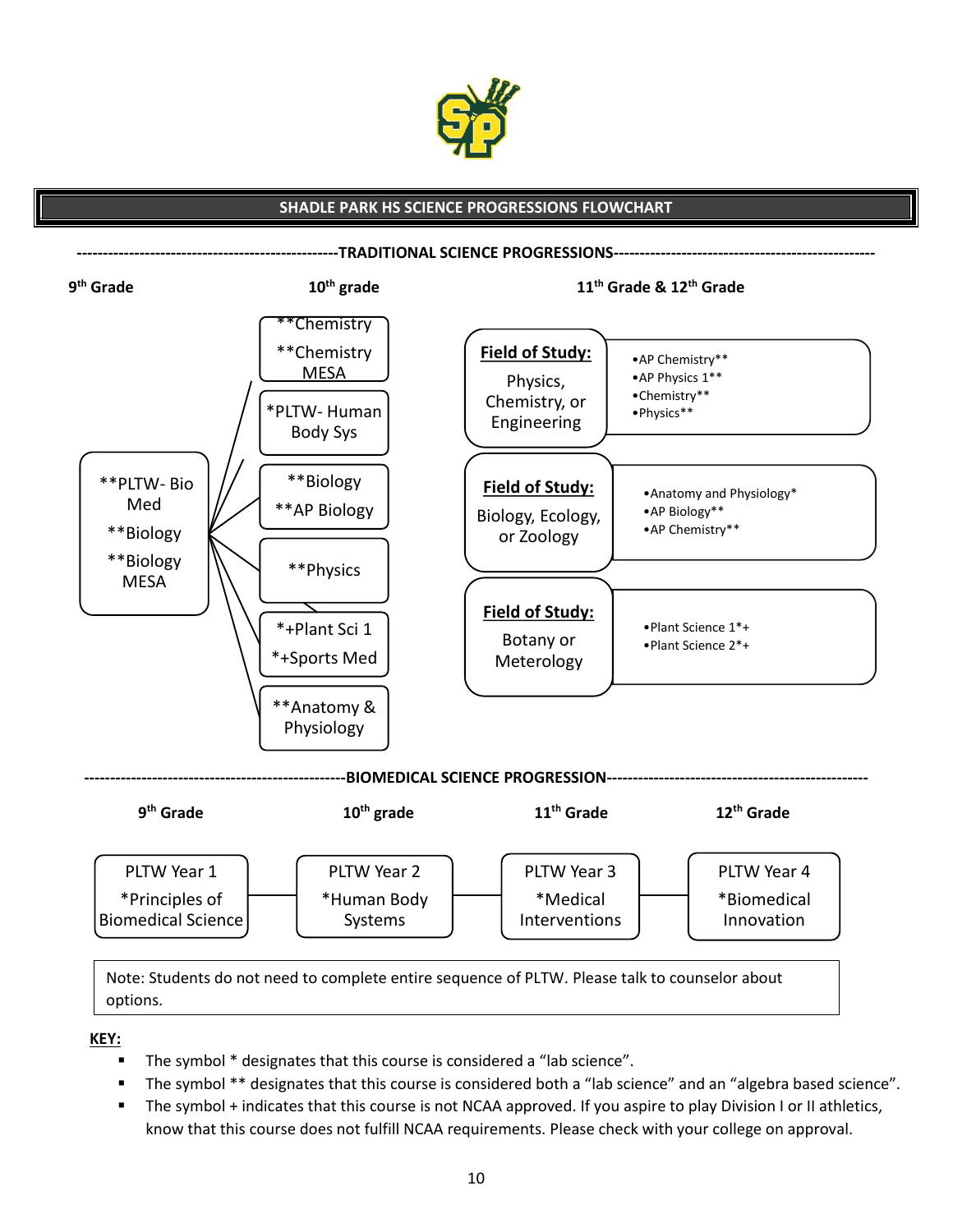# SHADLE PARK HS SCIENCE PROGRESSIONS FLOWCHART

## TRADITIONAL SCIENCE PROGRESSIONS

**9th Grade**

- **PLTW- Bio Med
- **Biology
- **Biology MESA

**10th grade**

- **Chemistry / **Chemistry MESA
- *PLTW- Human Body Sys
- **Biology / **AP Biology
- **Physics
- *+Plant Sci 1 / *+Sports Med
- **Anatomy & Physiology

**11th Grade & 12th Grade**

| Field of Study | Courses |
|---|---|
| Physics, Chemistry, or Engineering | •AP Chemistry** •AP Physics 1** •Chemistry** •Physics** |
| Biology, Ecology, or Zoology | •Anatomy and Physiology* •AP Biology** •AP Chemistry** |
| Botany or Meterology | •Plant Science 1*+ •Plant Science 2*+ |

## BIOMEDICAL SCIENCE PROGRESSION

| 9th Grade | 10th grade | 11th Grade | 12th Grade |
|---|---|---|---|
| PLTW Year 1 *Principles of Biomedical Science | PLTW Year 2 *Human Body Systems | PLTW Year 3 *Medical Interventions | PLTW Year 4 *Biomedical Innovation |

Note: Students do not need to complete entire sequence of PLTW. Please talk to counselor about options.

**KEY:**

- The symbol * designates that this course is considered a "lab science".
- The symbol ** designates that this course is considered both a "lab science" and an "algebra based science".
- The symbol + indicates that this course is not NCAA approved. If you aspire to play Division I or II athletics, know that this course does not fulfill NCAA requirements. Please check with your college on approval.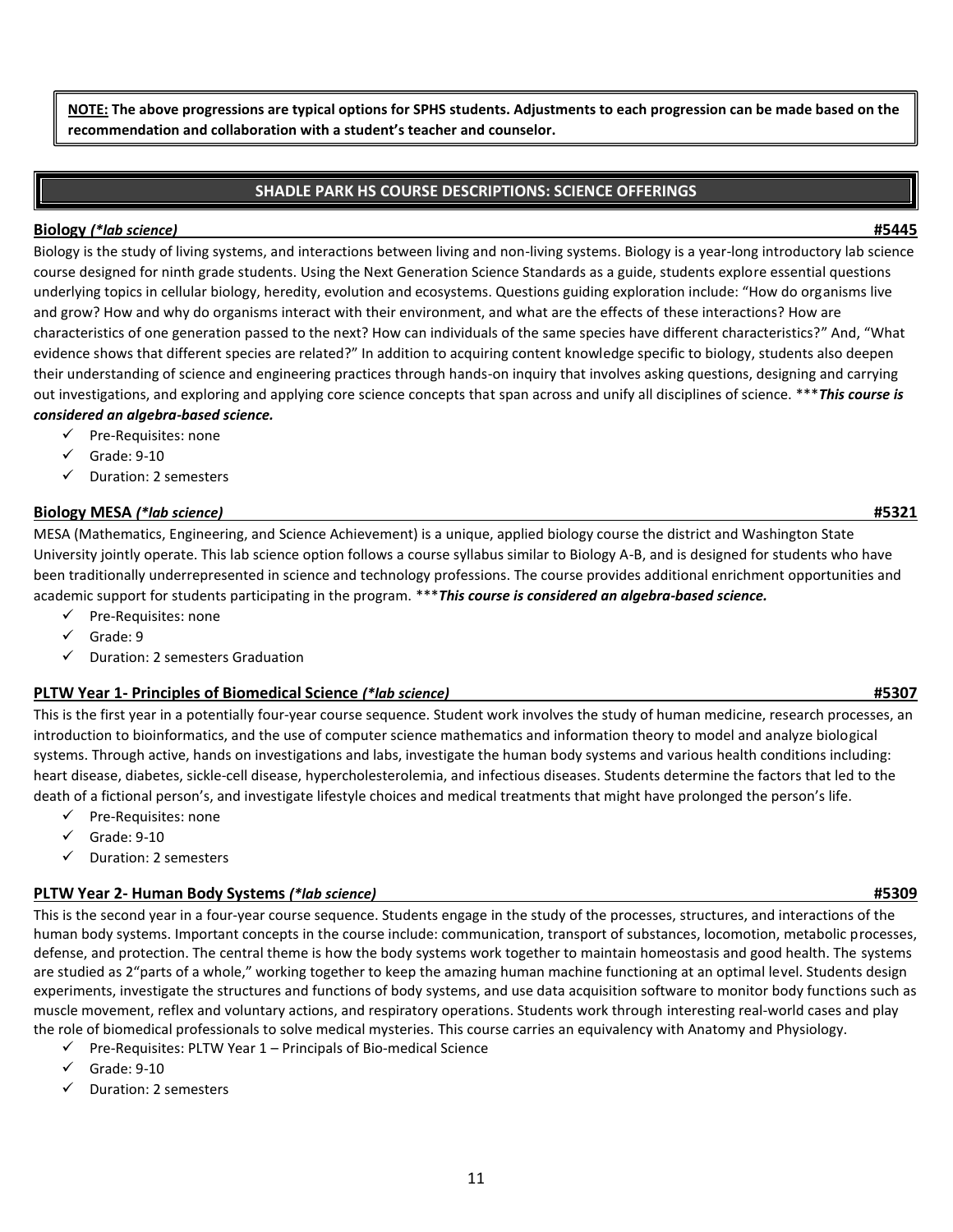**NOTE:** **The above progressions are typical options for SPHS students. Adjustments to each progression can be made based on the recommendation and collaboration with a student's teacher and counselor.**

## SHADLE PARK HS COURSE DESCRIPTIONS: SCIENCE OFFERINGS

### Biology *(*lab science)* #5445

Biology is the study of living systems, and interactions between living and non-living systems. Biology is a year-long introductory lab science course designed for ninth grade students. Using the Next Generation Science Standards as a guide, students explore essential questions underlying topics in cellular biology, heredity, evolution and ecosystems. Questions guiding exploration include: "How do organisms live and grow? How and why do organisms interact with their environment, and what are the effects of these interactions? How are characteristics of one generation passed to the next? How can individuals of the same species have different characteristics?" And, "What evidence shows that different species are related?" In addition to acquiring content knowledge specific to biology, students also deepen their understanding of science and engineering practices through hands-on inquiry that involves asking questions, designing and carrying out investigations, and exploring and applying core science concepts that span across and unify all disciplines of science. ****This course is considered an algebra-based science.***

- ✓ Pre-Requisites: none
- ✓ Grade: 9-10
- ✓ Duration: 2 semesters

### Biology MESA *(*lab science)* #5321

MESA (Mathematics, Engineering, and Science Achievement) is a unique, applied biology course the district and Washington State University jointly operate. This lab science option follows a course syllabus similar to Biology A-B, and is designed for students who have been traditionally underrepresented in science and technology professions. The course provides additional enrichment opportunities and academic support for students participating in the program. ****This course is considered an algebra-based science.***

- ✓ Pre-Requisites: none
- ✓ Grade: 9
- ✓ Duration: 2 semesters Graduation

### PLTW Year 1- Principles of Biomedical Science *(*lab science)* #5307

This is the first year in a potentially four-year course sequence. Student work involves the study of human medicine, research processes, an introduction to bioinformatics, and the use of computer science mathematics and information theory to model and analyze biological systems. Through active, hands on investigations and labs, investigate the human body systems and various health conditions including: heart disease, diabetes, sickle-cell disease, hypercholesterolemia, and infectious diseases. Students determine the factors that led to the death of a fictional person's, and investigate lifestyle choices and medical treatments that might have prolonged the person's life.

- ✓ Pre-Requisites: none
- ✓ Grade: 9-10
- ✓ Duration: 2 semesters

### PLTW Year 2- Human Body Systems *(*lab science)* #5309

This is the second year in a four-year course sequence. Students engage in the study of the processes, structures, and interactions of the human body systems. Important concepts in the course include: communication, transport of substances, locomotion, metabolic processes, defense, and protection. The central theme is how the body systems work together to maintain homeostasis and good health. The systems are studied as 2"parts of a whole," working together to keep the amazing human machine functioning at an optimal level. Students design experiments, investigate the structures and functions of body systems, and use data acquisition software to monitor body functions such as muscle movement, reflex and voluntary actions, and respiratory operations. Students work through interesting real-world cases and play the role of biomedical professionals to solve medical mysteries. This course carries an equivalency with Anatomy and Physiology.

- ✓ Pre-Requisites: PLTW Year 1 – Principals of Bio-medical Science
- ✓ Grade: 9-10
- ✓ Duration: 2 semesters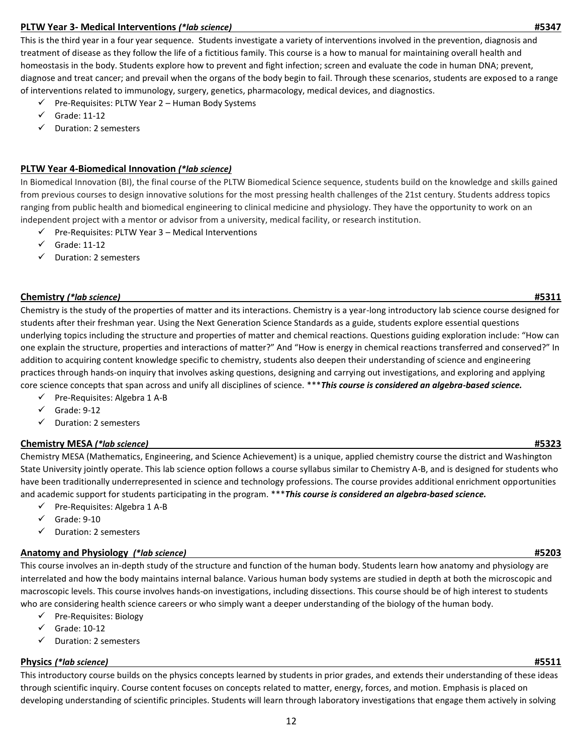### PLTW Year 3- Medical Interventions *(*lab science)* #5347

This is the third year in a four year sequence. Students investigate a variety of interventions involved in the prevention, diagnosis and treatment of disease as they follow the life of a fictitious family. This course is a how to manual for maintaining overall health and homeostasis in the body. Students explore how to prevent and fight infection; screen and evaluate the code in human DNA; prevent, diagnose and treat cancer; and prevail when the organs of the body begin to fail. Through these scenarios, students are exposed to a range of interventions related to immunology, surgery, genetics, pharmacology, medical devices, and diagnostics.

- ✓ Pre-Requisites: PLTW Year 2 – Human Body Systems
- ✓ Grade: 11-12
- ✓ Duration: 2 semesters

### PLTW Year 4-Biomedical Innovation *(*lab science)*

In Biomedical Innovation (BI), the final course of the PLTW Biomedical Science sequence, students build on the knowledge and skills gained from previous courses to design innovative solutions for the most pressing health challenges of the 21st century. Students address topics ranging from public health and biomedical engineering to clinical medicine and physiology. They have the opportunity to work on an independent project with a mentor or advisor from a university, medical facility, or research institution.

- ✓ Pre-Requisites: PLTW Year 3 – Medical Interventions
- ✓ Grade: 11-12
- ✓ Duration: 2 semesters

### Chemistry *(*lab science)* #5311

Chemistry is the study of the properties of matter and its interactions. Chemistry is a year-long introductory lab science course designed for students after their freshman year. Using the Next Generation Science Standards as a guide, students explore essential questions underlying topics including the structure and properties of matter and chemical reactions. Questions guiding exploration include: "How can one explain the structure, properties and interactions of matter?" And "How is energy in chemical reactions transferred and conserved?" In addition to acquiring content knowledge specific to chemistry, students also deepen their understanding of science and engineering practices through hands-on inquiry that involves asking questions, designing and carrying out investigations, and exploring and applying core science concepts that span across and unify all disciplines of science. ****This course is considered an algebra-based science.***

- ✓ Pre-Requisites: Algebra 1 A-B
- ✓ Grade: 9-12
- ✓ Duration: 2 semesters

### Chemistry MESA *(*lab science)* #5323

Chemistry MESA (Mathematics, Engineering, and Science Achievement) is a unique, applied chemistry course the district and Washington State University jointly operate. This lab science option follows a course syllabus similar to Chemistry A-B, and is designed for students who have been traditionally underrepresented in science and technology professions. The course provides additional enrichment opportunities and academic support for students participating in the program. ****This course is considered an algebra-based science.***

- ✓ Pre-Requisites: Algebra 1 A-B
- ✓ Grade: 9-10
- ✓ Duration: 2 semesters

### Anatomy and Physiology *(*lab science)* #5203

This course involves an in-depth study of the structure and function of the human body. Students learn how anatomy and physiology are interrelated and how the body maintains internal balance. Various human body systems are studied in depth at both the microscopic and macroscopic levels. This course involves hands-on investigations, including dissections. This course should be of high interest to students who are considering health science careers or who simply want a deeper understanding of the biology of the human body.

- ✓ Pre-Requisites: Biology
- ✓ Grade: 10-12
- ✓ Duration: 2 semesters

### Physics *(*lab science)* #5511

This introductory course builds on the physics concepts learned by students in prior grades, and extends their understanding of these ideas through scientific inquiry. Course content focuses on concepts related to matter, energy, forces, and motion. Emphasis is placed on developing understanding of scientific principles. Students will learn through laboratory investigations that engage them actively in solving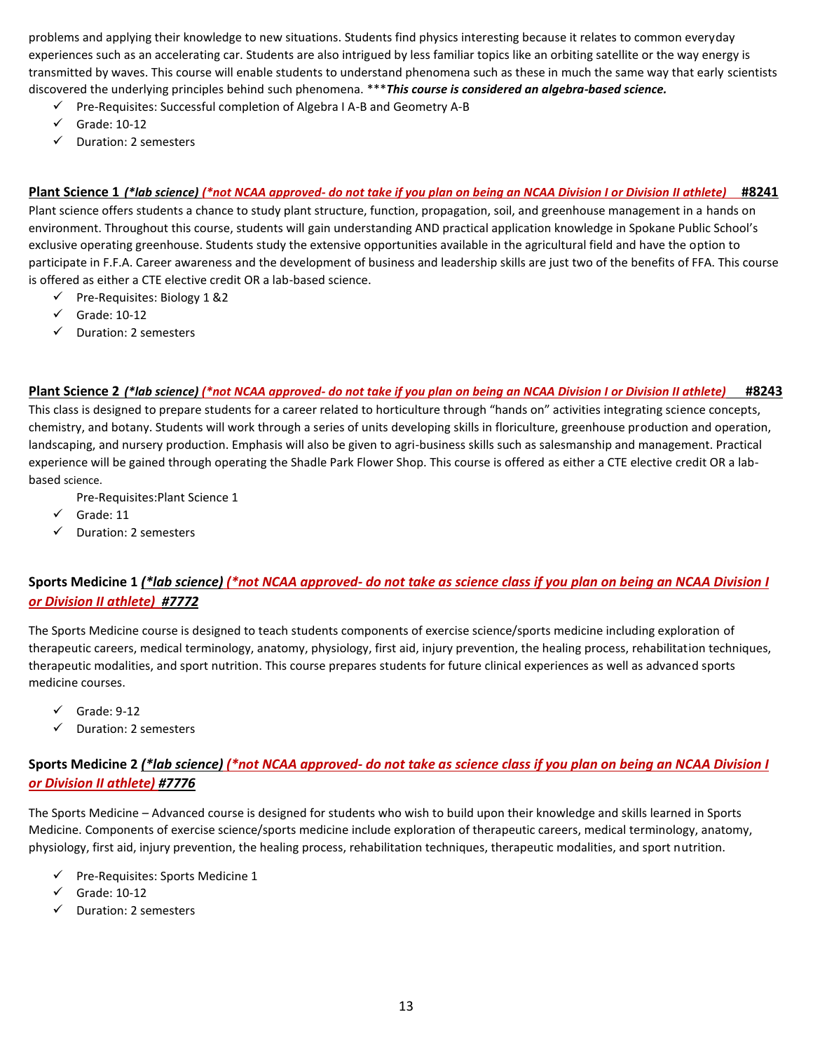problems and applying their knowledge to new situations. Students find physics interesting because it relates to common everyday experiences such as an accelerating car. Students are also intrigued by less familiar topics like an orbiting satellite or the way energy is transmitted by waves. This course will enable students to understand phenomena such as these in much the same way that early scientists discovered the underlying principles behind such phenomena. \*\*\****This course is considered an algebra-based science.***

- ✓ Pre-Requisites: Successful completion of Algebra I A-B and Geometry A-B
- ✓ Grade: 10-12
- ✓ Duration: 2 semesters

### Plant Science 1 *(\*lab science)* *(\*not NCAA approved- do not take if you plan on being an NCAA Division I or Division II athlete)* #8241

Plant science offers students a chance to study plant structure, function, propagation, soil, and greenhouse management in a hands on environment. Throughout this course, students will gain understanding AND practical application knowledge in Spokane Public School's exclusive operating greenhouse. Students study the extensive opportunities available in the agricultural field and have the option to participate in F.F.A. Career awareness and the development of business and leadership skills are just two of the benefits of FFA. This course is offered as either a CTE elective credit OR a lab-based science.

- ✓ Pre-Requisites: Biology 1 &2
- ✓ Grade: 10-12
- ✓ Duration: 2 semesters

### Plant Science 2 *(\*lab science)* *(\*not NCAA approved- do not take if you plan on being an NCAA Division I or Division II athlete)* #8243

This class is designed to prepare students for a career related to horticulture through "hands on" activities integrating science concepts, chemistry, and botany. Students will work through a series of units developing skills in floriculture, greenhouse production and operation, landscaping, and nursery production. Emphasis will also be given to agri-business skills such as salesmanship and management. Practical experience will be gained through operating the Shadle Park Flower Shop. This course is offered as either a CTE elective credit OR a lab-based science.

- Pre-Requisites:Plant Science 1
- ✓ Grade: 11
- ✓ Duration: 2 semesters

### Sports Medicine 1 *(\*lab science)* *(\*not NCAA approved- do not take as science class if you plan on being an NCAA Division I or Division II athlete)* *#7772*

The Sports Medicine course is designed to teach students components of exercise science/sports medicine including exploration of therapeutic careers, medical terminology, anatomy, physiology, first aid, injury prevention, the healing process, rehabilitation techniques, therapeutic modalities, and sport nutrition. This course prepares students for future clinical experiences as well as advanced sports medicine courses.

- ✓ Grade: 9-12
- ✓ Duration: 2 semesters

### Sports Medicine 2 *(\*lab science)* *(\*not NCAA approved- do not take as science class if you plan on being an NCAA Division I or Division II athlete)* *#7776*

The Sports Medicine – Advanced course is designed for students who wish to build upon their knowledge and skills learned in Sports Medicine. Components of exercise science/sports medicine include exploration of therapeutic careers, medical terminology, anatomy, physiology, first aid, injury prevention, the healing process, rehabilitation techniques, therapeutic modalities, and sport nutrition.

- ✓ Pre-Requisites: Sports Medicine 1
- ✓ Grade: 10-12
- ✓ Duration: 2 semesters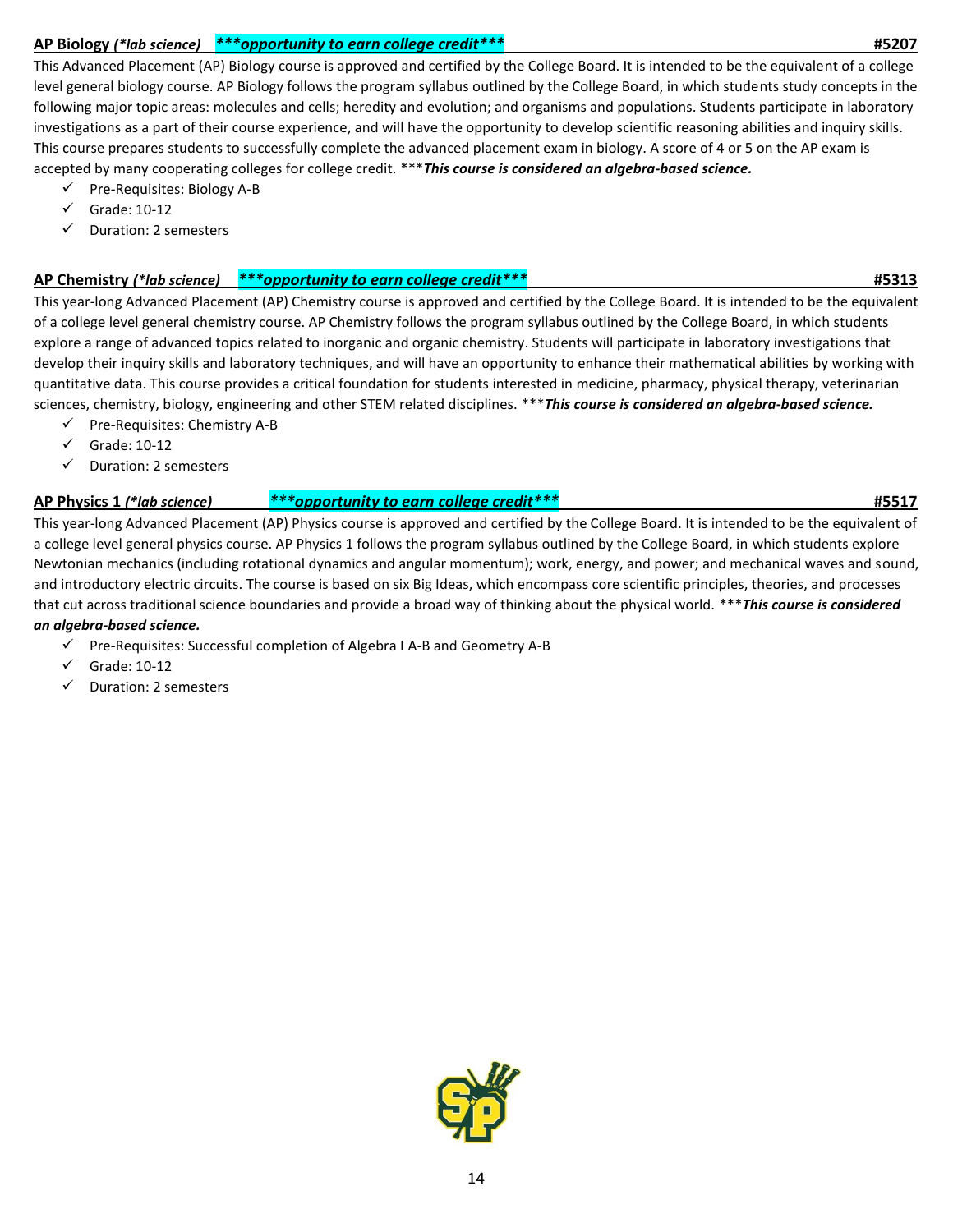**AP Biology** ***(\*lab science)*** ***\*\*\*opportunity to earn college credit\*\*\**** **#5207**

This Advanced Placement (AP) Biology course is approved and certified by the College Board. It is intended to be the equivalent of a college level general biology course. AP Biology follows the program syllabus outlined by the College Board, in which students study concepts in the following major topic areas: molecules and cells; heredity and evolution; and organisms and populations. Students participate in laboratory investigations as a part of their course experience, and will have the opportunity to develop scientific reasoning abilities and inquiry skills. This course prepares students to successfully complete the advanced placement exam in biology. A score of 4 or 5 on the AP exam is accepted by many cooperating colleges for college credit. \*\*\****This course is considered an algebra-based science.***

- ✓ Pre-Requisites: Biology A-B
- ✓ Grade: 10-12
- ✓ Duration: 2 semesters

**AP Chemistry** ***(\*lab science)*** ***\*\*\*opportunity to earn college credit\*\*\**** **#5313**

This year-long Advanced Placement (AP) Chemistry course is approved and certified by the College Board. It is intended to be the equivalent of a college level general chemistry course. AP Chemistry follows the program syllabus outlined by the College Board, in which students explore a range of advanced topics related to inorganic and organic chemistry. Students will participate in laboratory investigations that develop their inquiry skills and laboratory techniques, and will have an opportunity to enhance their mathematical abilities by working with quantitative data. This course provides a critical foundation for students interested in medicine, pharmacy, physical therapy, veterinarian sciences, chemistry, biology, engineering and other STEM related disciplines. \*\*\****This course is considered an algebra-based science.***

- ✓ Pre-Requisites: Chemistry A-B
- ✓ Grade: 10-12
- ✓ Duration: 2 semesters

**AP Physics 1** ***(\*lab science)*** ***\*\*\*opportunity to earn college credit\*\*\**** **#5517**

This year-long Advanced Placement (AP) Physics course is approved and certified by the College Board. It is intended to be the equivalent of a college level general physics course. AP Physics 1 follows the program syllabus outlined by the College Board, in which students explore Newtonian mechanics (including rotational dynamics and angular momentum); work, energy, and power; and mechanical waves and sound, and introductory electric circuits. The course is based on six Big Ideas, which encompass core scientific principles, theories, and processes that cut across traditional science boundaries and provide a broad way of thinking about the physical world. \*\*\****This course is considered an algebra-based science.***

- ✓ Pre-Requisites: Successful completion of Algebra I A-B and Geometry A-B
- ✓ Grade: 10-12
- ✓ Duration: 2 semesters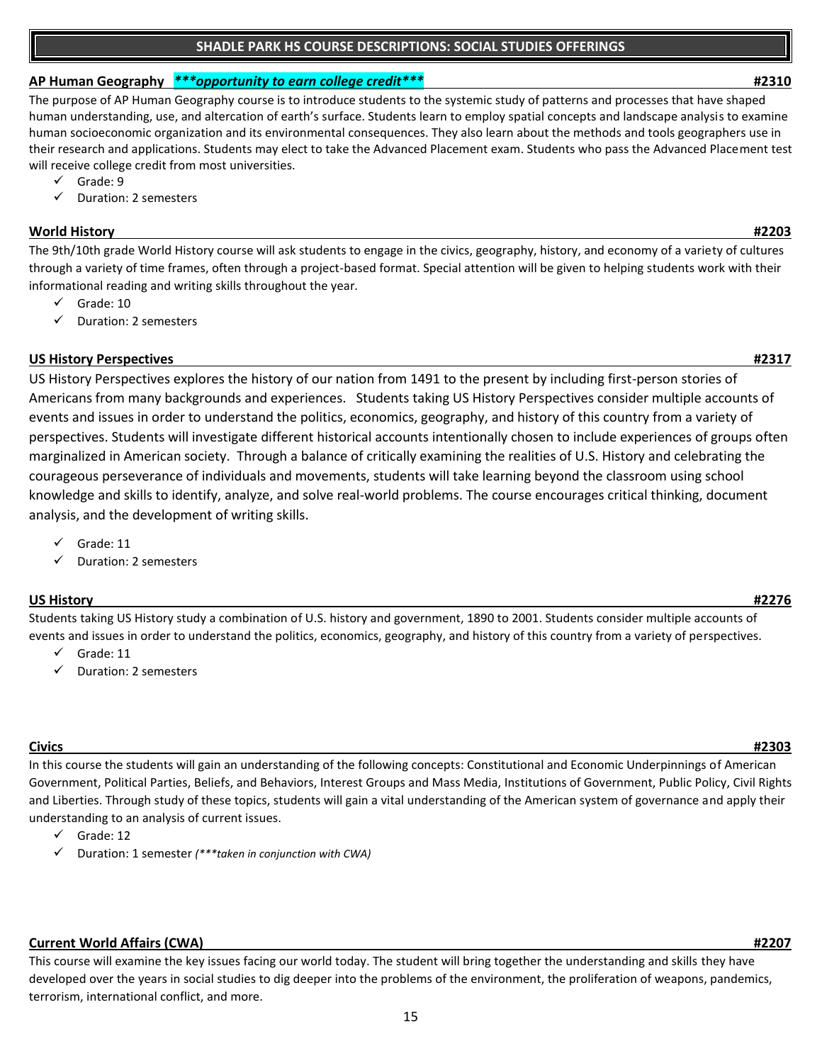# SHADLE PARK HS COURSE DESCRIPTIONS: SOCIAL STUDIES OFFERINGS

## AP Human Geography *\*\*\*opportunity to earn college credit\*\*\** #2310

The purpose of AP Human Geography course is to introduce students to the systemic study of patterns and processes that have shaped human understanding, use, and altercation of earth's surface. Students learn to employ spatial concepts and landscape analysis to examine human socioeconomic organization and its environmental consequences. They also learn about the methods and tools geographers use in their research and applications. Students may elect to take the Advanced Placement exam. Students who pass the Advanced Placement test will receive college credit from most universities.

- ✓ Grade: 9
- ✓ Duration: 2 semesters

## World History #2203

The 9th/10th grade World History course will ask students to engage in the civics, geography, history, and economy of a variety of cultures through a variety of time frames, often through a project-based format. Special attention will be given to helping students work with their informational reading and writing skills throughout the year.

- ✓ Grade: 10
- ✓ Duration: 2 semesters

## US History Perspectives #2317

US History Perspectives explores the history of our nation from 1491 to the present by including first-person stories of Americans from many backgrounds and experiences. Students taking US History Perspectives consider multiple accounts of events and issues in order to understand the politics, economics, geography, and history of this country from a variety of perspectives. Students will investigate different historical accounts intentionally chosen to include experiences of groups often marginalized in American society. Through a balance of critically examining the realities of U.S. History and celebrating the courageous perseverance of individuals and movements, students will take learning beyond the classroom using school knowledge and skills to identify, analyze, and solve real-world problems. The course encourages critical thinking, document analysis, and the development of writing skills.

- ✓ Grade: 11
- ✓ Duration: 2 semesters

## US History #2276

Students taking US History study a combination of U.S. history and government, 1890 to 2001. Students consider multiple accounts of events and issues in order to understand the politics, economics, geography, and history of this country from a variety of perspectives.

- ✓ Grade: 11
- ✓ Duration: 2 semesters

## Civics #2303

In this course the students will gain an understanding of the following concepts: Constitutional and Economic Underpinnings of American Government, Political Parties, Beliefs, and Behaviors, Interest Groups and Mass Media, Institutions of Government, Public Policy, Civil Rights and Liberties. Through study of these topics, students will gain a vital understanding of the American system of governance and apply their understanding to an analysis of current issues.

- ✓ Grade: 12
- ✓ Duration: 1 semester *(\*\*\*taken in conjunction with CWA)*

## Current World Affairs (CWA) #2207

This course will examine the key issues facing our world today. The student will bring together the understanding and skills they have developed over the years in social studies to dig deeper into the problems of the environment, the proliferation of weapons, pandemics, terrorism, international conflict, and more.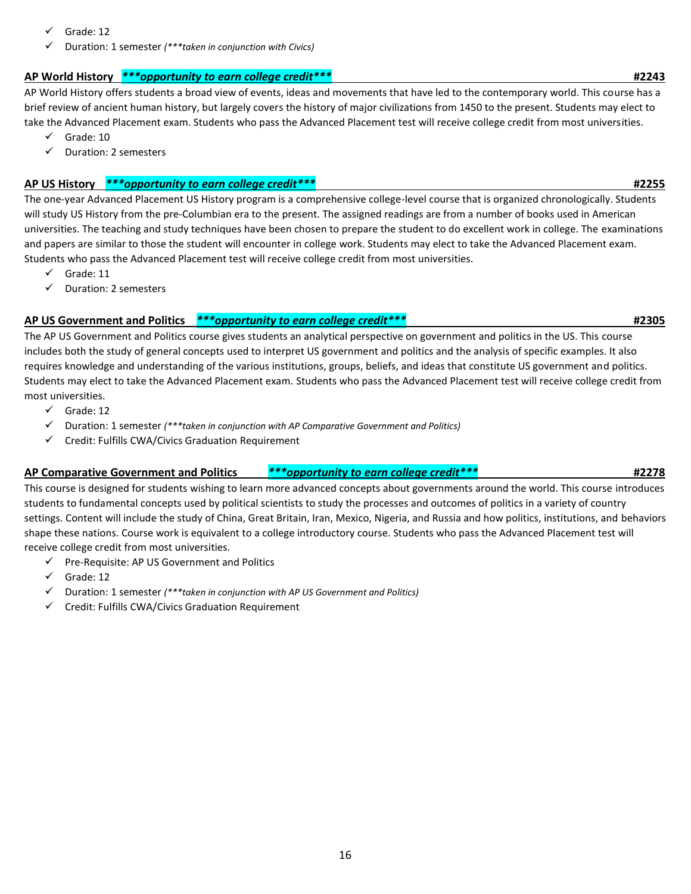- ✓ Grade: 12
- ✓ Duration: 1 semester *(***taken in conjunction with Civics)*

### AP World History ***opportunity to earn college credit*** #2243

AP World History offers students a broad view of events, ideas and movements that have led to the contemporary world. This course has a brief review of ancient human history, but largely covers the history of major civilizations from 1450 to the present. Students may elect to take the Advanced Placement exam. Students who pass the Advanced Placement test will receive college credit from most universities.

- ✓ Grade: 10
- ✓ Duration: 2 semesters

### AP US History ***opportunity to earn college credit*** #2255

The one-year Advanced Placement US History program is a comprehensive college-level course that is organized chronologically. Students will study US History from the pre-Columbian era to the present. The assigned readings are from a number of books used in American universities. The teaching and study techniques have been chosen to prepare the student to do excellent work in college. The examinations and papers are similar to those the student will encounter in college work. Students may elect to take the Advanced Placement exam. Students who pass the Advanced Placement test will receive college credit from most universities.

- ✓ Grade: 11
- ✓ Duration: 2 semesters

### AP US Government and Politics ***opportunity to earn college credit*** #2305

The AP US Government and Politics course gives students an analytical perspective on government and politics in the US. This course includes both the study of general concepts used to interpret US government and politics and the analysis of specific examples. It also requires knowledge and understanding of the various institutions, groups, beliefs, and ideas that constitute US government and politics. Students may elect to take the Advanced Placement exam. Students who pass the Advanced Placement test will receive college credit from most universities.

- ✓ Grade: 12
- ✓ Duration: 1 semester *(***taken in conjunction with AP Comparative Government and Politics)*
- ✓ Credit: Fulfills CWA/Civics Graduation Requirement

### AP Comparative Government and Politics ***opportunity to earn college credit*** #2278

This course is designed for students wishing to learn more advanced concepts about governments around the world. This course introduces students to fundamental concepts used by political scientists to study the processes and outcomes of politics in a variety of country settings. Content will include the study of China, Great Britain, Iran, Mexico, Nigeria, and Russia and how politics, institutions, and behaviors shape these nations. Course work is equivalent to a college introductory course. Students who pass the Advanced Placement test will receive college credit from most universities.

- ✓ Pre-Requisite: AP US Government and Politics
- ✓ Grade: 12
- ✓ Duration: 1 semester *(***taken in conjunction with AP US Government and Politics)*
- ✓ Credit: Fulfills CWA/Civics Graduation Requirement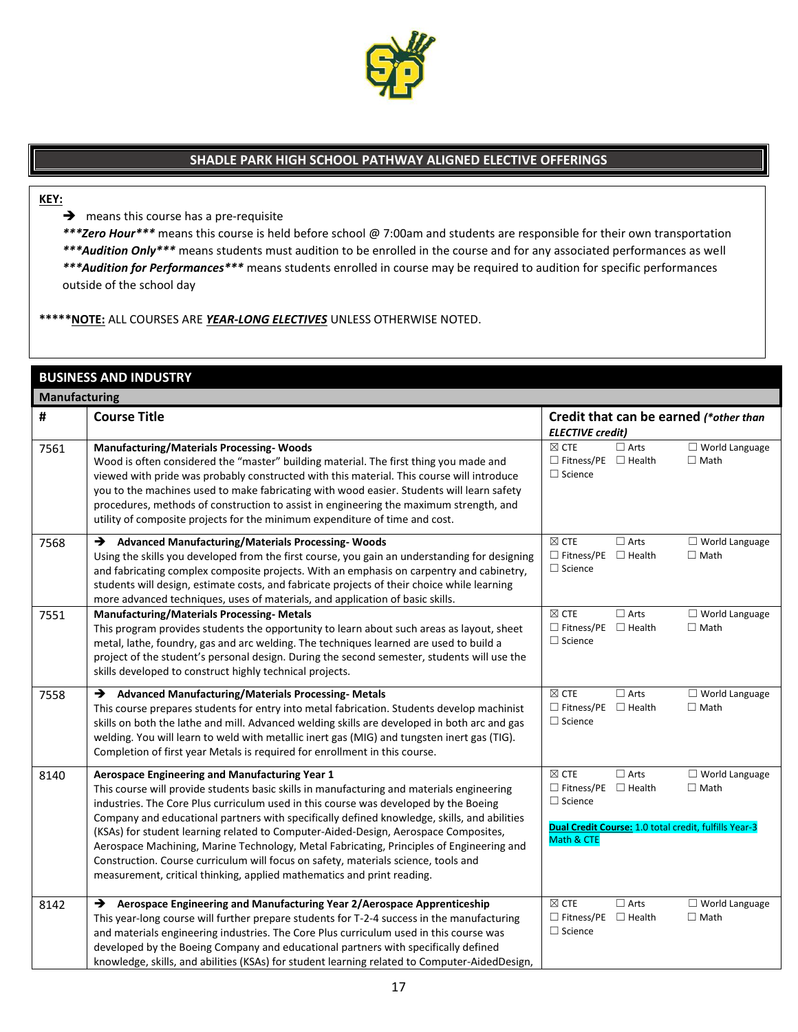## SHADLE PARK HIGH SCHOOL PATHWAY ALIGNED ELECTIVE OFFERINGS

**KEY:**

- ➔ means this course has a pre-requisite
- ***Zero Hour*** means this course is held before school @ 7:00am and students are responsible for their own transportation
- ***Audition Only*** means students must audition to be enrolled in the course and for any associated performances as well
- ***Audition for Performances*** means students enrolled in course may be required to audition for specific performances outside of the school day

*****__NOTE:__ ALL COURSES ARE ***YEAR-LONG ELECTIVES*** UNLESS OTHERWISE NOTED.

## BUSINESS AND INDUSTRY

### Manufacturing

| # | Course Title | Credit that can be earned *(\*other than ELECTIVE credit)* |
|---|---|---|
| 7561 | **Manufacturing/Materials Processing- Woods**<br>Wood is often considered the "master" building material. The first thing you made and viewed with pride was probably constructed with this material. This course will introduce you to the machines used to make fabricating with wood easier. Students will learn safety procedures, methods of construction to assist in engineering the maximum strength, and utility of composite projects for the minimum expenditure of time and cost. | ☒ CTE ☐ Arts ☐ World Language<br>☐ Fitness/PE ☐ Health ☐ Math<br>☐ Science |
| 7568 | ➔ **Advanced Manufacturing/Materials Processing- Woods**<br>Using the skills you developed from the first course, you gain an understanding for designing and fabricating complex composite projects. With an emphasis on carpentry and cabinetry, students will design, estimate costs, and fabricate projects of their choice while learning more advanced techniques, uses of materials, and application of basic skills. | ☒ CTE ☐ Arts ☐ World Language<br>☐ Fitness/PE ☐ Health ☐ Math<br>☐ Science |
| 7551 | **Manufacturing/Materials Processing- Metals**<br>This program provides students the opportunity to learn about such areas as layout, sheet metal, lathe, foundry, gas and arc welding. The techniques learned are used to build a project of the student's personal design. During the second semester, students will use the skills developed to construct highly technical projects. | ☒ CTE ☐ Arts ☐ World Language<br>☐ Fitness/PE ☐ Health ☐ Math<br>☐ Science |
| 7558 | ➔ **Advanced Manufacturing/Materials Processing- Metals**<br>This course prepares students for entry into metal fabrication. Students develop machinist skills on both the lathe and mill. Advanced welding skills are developed in both arc and gas welding. You will learn to weld with metallic inert gas (MIG) and tungsten inert gas (TIG). Completion of first year Metals is required for enrollment in this course. | ☒ CTE ☐ Arts ☐ World Language<br>☐ Fitness/PE ☐ Health ☐ Math<br>☐ Science |
| 8140 | **Aerospace Engineering and Manufacturing Year 1**<br>This course will provide students basic skills in manufacturing and materials engineering industries. The Core Plus curriculum used in this course was developed by the Boeing Company and educational partners with specifically defined knowledge, skills, and abilities (KSAs) for student learning related to Computer-Aided-Design, Aerospace Composites, Aerospace Machining, Marine Technology, Metal Fabricating, Principles of Engineering and Construction. Course curriculum will focus on safety, materials science, tools and measurement, critical thinking, applied mathematics and print reading. | ☒ CTE ☐ Arts ☐ World Language<br>☐ Fitness/PE ☐ Health ☐ Math<br>☐ Science<br><br>**Dual Credit Course:** 1.0 total credit, fulfills Year-3 Math & CTE |
| 8142 | ➔ **Aerospace Engineering and Manufacturing Year 2/Aerospace Apprenticeship**<br>This year-long course will further prepare students for T-2-4 success in the manufacturing and materials engineering industries. The Core Plus curriculum used in this course was developed by the Boeing Company and educational partners with specifically defined knowledge, skills, and abilities (KSAs) for student learning related to Computer-AidedDesign, | ☒ CTE ☐ Arts ☐ World Language<br>☐ Fitness/PE ☐ Health ☐ Math<br>☐ Science |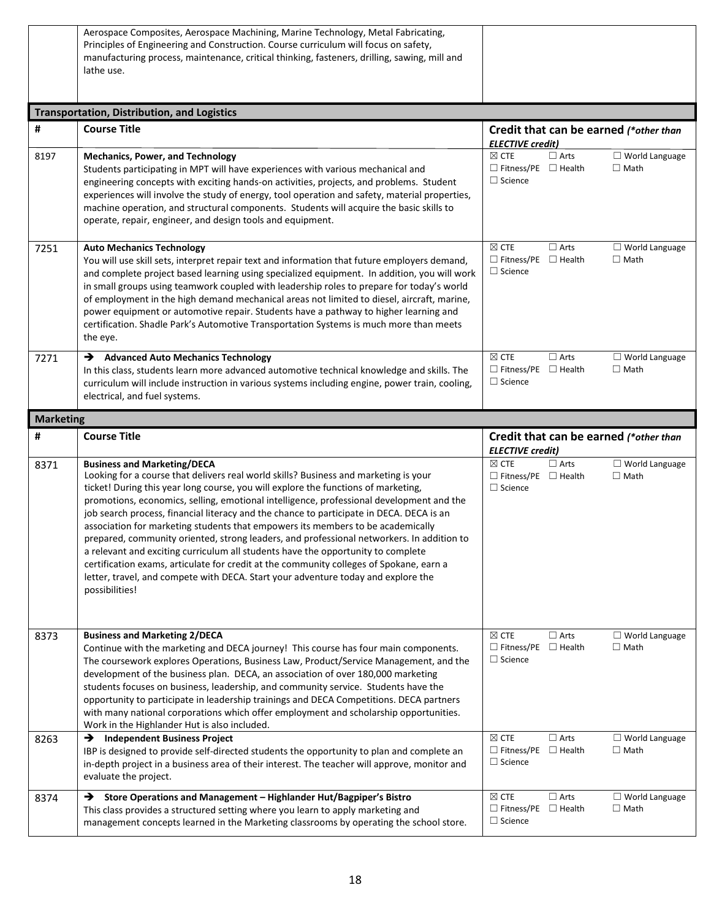| | | |
|---|---|---|
| | Aerospace Composites, Aerospace Machining, Marine Technology, Metal Fabricating, Principles of Engineering and Construction. Course curriculum will focus on safety, manufacturing process, maintenance, critical thinking, fasteners, drilling, sawing, mill and lathe use. | |

## Transportation, Distribution, and Logistics

| # | Course Title | Credit that can be earned (*other than ELECTIVE credit) |
|---|---|---|
| 8197 | **Mechanics, Power, and Technology**<br>Students participating in MPT will have experiences with various mechanical and engineering concepts with exciting hands-on activities, projects, and problems. Student experiences will involve the study of energy, tool operation and safety, material properties, machine operation, and structural components. Students will acquire the basic skills to operate, repair, engineer, and design tools and equipment. | ☒ CTE ☐ Arts ☐ World Language ☐ Fitness/PE ☐ Health ☐ Math ☐ Science |
| 7251 | **Auto Mechanics Technology**<br>You will use skill sets, interpret repair text and information that future employers demand, and complete project based learning using specialized equipment. In addition, you will work in small groups using teamwork coupled with leadership roles to prepare for today's world of employment in the high demand mechanical areas not limited to diesel, aircraft, marine, power equipment or automotive repair. Students have a pathway to higher learning and certification. Shadle Park's Automotive Transportation Systems is much more than meets the eye. | ☒ CTE ☐ Arts ☐ World Language ☐ Fitness/PE ☐ Health ☐ Math ☐ Science |
| 7271 | **➔ Advanced Auto Mechanics Technology**<br>In this class, students learn more advanced automotive technical knowledge and skills. The curriculum will include instruction in various systems including engine, power train, cooling, electrical, and fuel systems. | ☒ CTE ☐ Arts ☐ World Language ☐ Fitness/PE ☐ Health ☐ Math ☐ Science |

## Marketing

| # | Course Title | Credit that can be earned (*other than ELECTIVE credit) |
|---|---|---|
| 8371 | **Business and Marketing/DECA**<br>Looking for a course that delivers real world skills? Business and marketing is your ticket! During this year long course, you will explore the functions of marketing, promotions, economics, selling, emotional intelligence, professional development and the job search process, financial literacy and the chance to participate in DECA. DECA is an association for marketing students that empowers its members to be academically prepared, community oriented, strong leaders, and professional networkers. In addition to a relevant and exciting curriculum all students have the opportunity to complete certification exams, articulate for credit at the community colleges of Spokane, earn a letter, travel, and compete with DECA. Start your adventure today and explore the possibilities! | ☒ CTE ☐ Arts ☐ World Language ☐ Fitness/PE ☐ Health ☐ Math ☐ Science |
| 8373 | **Business and Marketing 2/DECA**<br>Continue with the marketing and DECA journey! This course has four main components. The coursework explores Operations, Business Law, Product/Service Management, and the development of the business plan. DECA, an association of over 180,000 marketing students focuses on business, leadership, and community service. Students have the opportunity to participate in leadership trainings and DECA Competitions. DECA partners with many national corporations which offer employment and scholarship opportunities. Work in the Highlander Hut is also included. | ☒ CTE ☐ Arts ☐ World Language ☐ Fitness/PE ☐ Health ☐ Math ☐ Science |
| 8263 | **➔ Independent Business Project**<br>IBP is designed to provide self-directed students the opportunity to plan and complete an in-depth project in a business area of their interest. The teacher will approve, monitor and evaluate the project. | ☒ CTE ☐ Arts ☐ World Language ☐ Fitness/PE ☐ Health ☐ Math ☐ Science |
| 8374 | **➔ Store Operations and Management – Highlander Hut/Bagpiper's Bistro**<br>This class provides a structured setting where you learn to apply marketing and management concepts learned in the Marketing classrooms by operating the school store. | ☒ CTE ☐ Arts ☐ World Language ☐ Fitness/PE ☐ Health ☐ Math ☐ Science |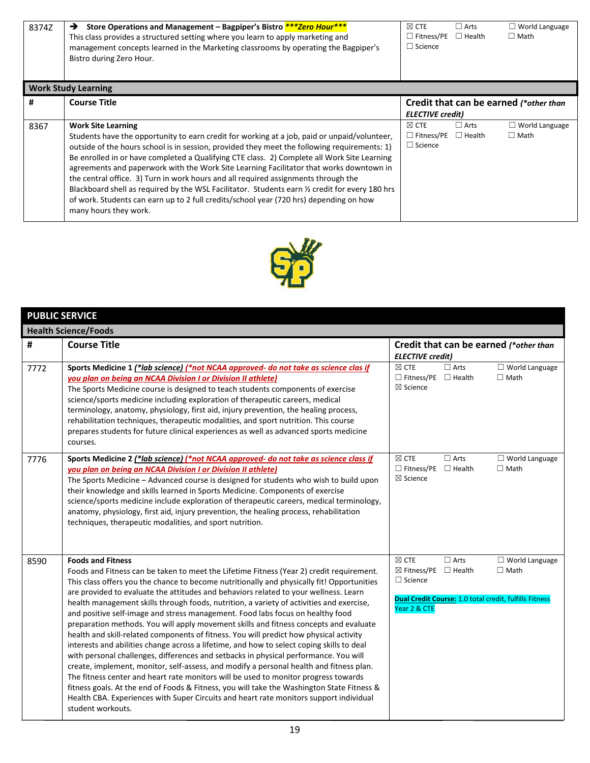| # | Course Title | Credit that can be earned (*other than ELECTIVE credit) |
|---|---|---|
| 8374Z | ➔ **Store Operations and Management – Bagpiper's Bistro *\*\*\*Zero Hour\*\*\**** This class provides a structured setting where you learn to apply marketing and management concepts learned in the Marketing classrooms by operating the Bagpiper's Bistro during Zero Hour. | ☒ CTE ☐ Arts ☐ World Language ☐ Fitness/PE ☐ Health ☐ Math ☐ Science |

## Work Study Learning

| # | Course Title | Credit that can be earned (*other than ELECTIVE credit) |
|---|---|---|
| 8367 | **Work Site Learning** Students have the opportunity to earn credit for working at a job, paid or unpaid/volunteer, outside of the hours school is in session, provided they meet the following requirements: 1) Be enrolled in or have completed a Qualifying CTE class. 2) Complete all Work Site Learning agreements and paperwork with the Work Site Learning Facilitator that works downtown in the central office. 3) Turn in work hours and all required assignments through the Blackboard shell as required by the WSL Facilitator. Students earn ½ credit for every 180 hrs of work. Students can earn up to 2 full credits/school year (720 hrs) depending on how many hours they work. | ☒ CTE ☐ Arts ☐ World Language ☐ Fitness/PE ☐ Health ☐ Math ☐ Science |

# PUBLIC SERVICE

## Health Science/Foods

| # | Course Title | Credit that can be earned (*other than ELECTIVE credit) |
|---|---|---|
| 7772 | **Sports Medicine 1** *(\*lab science) (\*not NCAA approved- do not take as science clas if you plan on being an NCAA Division I or Division II athlete)* The Sports Medicine course is designed to teach students components of exercise science/sports medicine including exploration of therapeutic careers, medical terminology, anatomy, physiology, first aid, injury prevention, the healing process, rehabilitation techniques, therapeutic modalities, and sport nutrition. This course prepares students for future clinical experiences as well as advanced sports medicine courses. | ☒ CTE ☐ Arts ☐ World Language ☐ Fitness/PE ☐ Health ☐ Math ☒ Science |
| 7776 | **Sports Medicine 2** *(\*lab science) (\*not NCAA approved- do not take as science class if you plan on being an NCAA Division I or Division II athlete)* The Sports Medicine – Advanced course is designed for students who wish to build upon their knowledge and skills learned in Sports Medicine. Components of exercise science/sports medicine include exploration of therapeutic careers, medical terminology, anatomy, physiology, first aid, injury prevention, the healing process, rehabilitation techniques, therapeutic modalities, and sport nutrition. | ☒ CTE ☐ Arts ☐ World Language ☐ Fitness/PE ☐ Health ☐ Math ☒ Science |
| 8590 | **Foods and Fitness** Foods and Fitness can be taken to meet the Lifetime Fitness (Year 2) credit requirement. This class offers you the chance to become nutritionally and physically fit! Opportunities are provided to evaluate the attitudes and behaviors related to your wellness. Learn health management skills through foods, nutrition, a variety of activities and exercise, and positive self-image and stress management. Food labs focus on healthy food preparation methods. You will apply movement skills and fitness concepts and evaluate health and skill-related components of fitness. You will predict how physical activity interests and abilities change across a lifetime, and how to select coping skills to deal with personal challenges, differences and setbacks in physical performance. You will create, implement, monitor, self-assess, and modify a personal health and fitness plan. The fitness center and heart rate monitors will be used to monitor progress towards fitness goals. At the end of Foods & Fitness, you will take the Washington State Fitness & Health CBA. Experiences with Super Circuits and heart rate monitors support individual student workouts. | ☒ CTE ☐ Arts ☐ World Language ☒ Fitness/PE ☐ Health ☐ Math ☐ Science **Dual Credit Course:** 1.0 total credit, fulfills Fitness Year 2 & CTE |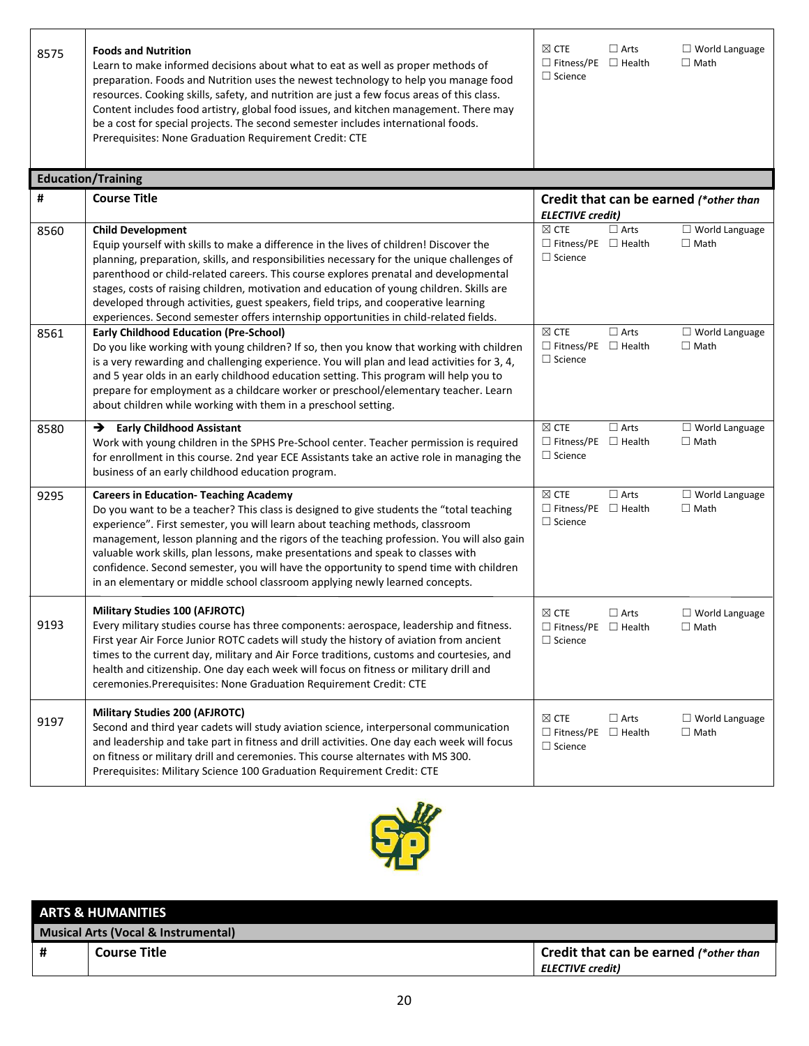| # | Course Title | Credit that can be earned |
|---|---|---|
| 8575 | **Foods and Nutrition**<br>Learn to make informed decisions about what to eat as well as proper methods of preparation. Foods and Nutrition uses the newest technology to help you manage food resources. Cooking skills, safety, and nutrition are just a few focus areas of this class. Content includes food artistry, global food issues, and kitchen management. There may be a cost for special projects. The second semester includes international foods. Prerequisites: None Graduation Requirement Credit: CTE | ☒ CTE ☐ Arts ☐ World Language ☐ Fitness/PE ☐ Health ☐ Math ☐ Science |

## Education/Training

| # | Course Title | Credit that can be earned *(\*other than ELECTIVE credit)* |
|---|---|---|
| 8560 | **Child Development**<br>Equip yourself with skills to make a difference in the lives of children! Discover the planning, preparation, skills, and responsibilities necessary for the unique challenges of parenthood or child-related careers. This course explores prenatal and developmental stages, costs of raising children, motivation and education of young children. Skills are developed through activities, guest speakers, field trips, and cooperative learning experiences. Second semester offers internship opportunities in child-related fields. | ☒ CTE ☐ Arts ☐ World Language ☐ Fitness/PE ☐ Health ☐ Math ☐ Science |
| 8561 | **Early Childhood Education (Pre-School)**<br>Do you like working with young children? If so, then you know that working with children is a very rewarding and challenging experience. You will plan and lead activities for 3, 4, and 5 year olds in an early childhood education setting. This program will help you to prepare for employment as a childcare worker or preschool/elementary teacher. Learn about children while working with them in a preschool setting. | ☒ CTE ☐ Arts ☐ World Language ☐ Fitness/PE ☐ Health ☐ Math ☐ Science |
| 8580 | ➔ **Early Childhood Assistant**<br>Work with young children in the SPHS Pre-School center. Teacher permission is required for enrollment in this course. 2nd year ECE Assistants take an active role in managing the business of an early childhood education program. | ☒ CTE ☐ Arts ☐ World Language ☐ Fitness/PE ☐ Health ☐ Math ☐ Science |
| 9295 | **Careers in Education- Teaching Academy**<br>Do you want to be a teacher? This class is designed to give students the "total teaching experience". First semester, you will learn about teaching methods, classroom management, lesson planning and the rigors of the teaching profession. You will also gain valuable work skills, plan lessons, make presentations and speak to classes with confidence. Second semester, you will have the opportunity to spend time with children in an elementary or middle school classroom applying newly learned concepts. | ☒ CTE ☐ Arts ☐ World Language ☐ Fitness/PE ☐ Health ☐ Math ☐ Science |
| 9193 | **Military Studies 100 (AFJROTC)**<br>Every military studies course has three components: aerospace, leadership and fitness. First year Air Force Junior ROTC cadets will study the history of aviation from ancient times to the current day, military and Air Force traditions, customs and courtesies, and health and citizenship. One day each week will focus on fitness or military drill and ceremonies.Prerequisites: None Graduation Requirement Credit: CTE | ☒ CTE ☐ Arts ☐ World Language ☐ Fitness/PE ☐ Health ☐ Math ☐ Science |
| 9197 | **Military Studies 200 (AFJROTC)**<br>Second and third year cadets will study aviation science, interpersonal communication and leadership and take part in fitness and drill activities. One day each week will focus on fitness or military drill and ceremonies. This course alternates with MS 300. Prerequisites: Military Science 100 Graduation Requirement Credit: CTE | ☒ CTE ☐ Arts ☐ World Language ☐ Fitness/PE ☐ Health ☐ Math ☐ Science |

# ARTS & HUMANITIES

## Musical Arts (Vocal & Instrumental)

| # | Course Title | Credit that can be earned *(\*other than ELECTIVE credit)* |
|---|---|---|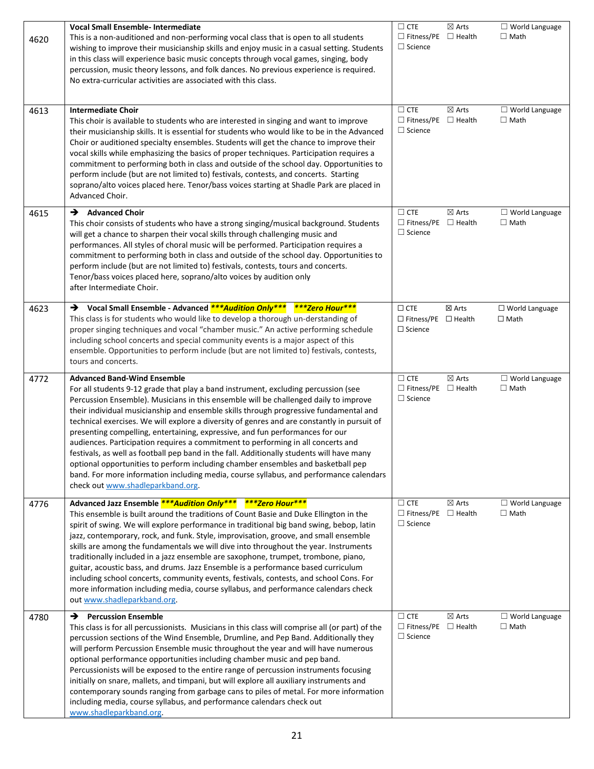| | | |
|---|---|---|
| 4620 | **Vocal Small Ensemble- Intermediate**<br>This is a non-auditioned and non-performing vocal class that is open to all students wishing to improve their musicianship skills and enjoy music in a casual setting. Students in this class will experience basic music concepts through vocal games, singing, body percussion, music theory lessons, and folk dances. No previous experience is required. No extra-curricular activities are associated with this class. | ☐ CTE ☒ Arts ☐ World Language<br>☐ Fitness/PE ☐ Health ☐ Math<br>☐ Science |
| 4613 | **Intermediate Choir**<br>This choir is available to students who are interested in singing and want to improve their musicianship skills. It is essential for students who would like to be in the Advanced Choir or auditioned specialty ensembles. Students will get the chance to improve their vocal skills while emphasizing the basics of proper techniques. Participation requires a commitment to performing both in class and outside of the school day. Opportunities to perform include (but are not limited to) festivals, contests, and concerts. Starting soprano/alto voices placed here. Tenor/bass voices starting at Shadle Park are placed in Advanced Choir. | ☐ CTE ☒ Arts ☐ World Language<br>☐ Fitness/PE ☐ Health ☐ Math<br>☐ Science |
| 4615 | ➔ **Advanced Choir**<br>This choir consists of students who have a strong singing/musical background. Students will get a chance to sharpen their vocal skills through challenging music and performances. All styles of choral music will be performed. Participation requires a commitment to performing both in class and outside of the school day. Opportunities to perform include (but are not limited to) festivals, contests, tours and concerts. Tenor/bass voices placed here, soprano/alto voices by audition only after Intermediate Choir. | ☐ CTE ☒ Arts ☐ World Language<br>☐ Fitness/PE ☐ Health ☐ Math<br>☐ Science |
| 4623 | ➔ **Vocal Small Ensemble - Advanced** ***\*\*\*Audition Only\*\*\**** ***\*\*\*Zero Hour\*\*\****<br>This class is for students who would like to develop a thorough un-derstanding of proper singing techniques and vocal "chamber music." An active performing schedule including school concerts and special community events is a major aspect of this ensemble. Opportunities to perform include (but are not limited to) festivals, contests, tours and concerts. | ☐ CTE ☒ Arts ☐ World Language<br>☐ Fitness/PE ☐ Health ☐ Math<br>☐ Science |
| 4772 | **Advanced Band-Wind Ensemble**<br>For all students 9-12 grade that play a band instrument, excluding percussion (see Percussion Ensemble). Musicians in this ensemble will be challenged daily to improve their individual musicianship and ensemble skills through progressive fundamental and technical exercises. We will explore a diversity of genres and are constantly in pursuit of presenting compelling, entertaining, expressive, and fun performances for our audiences. Participation requires a commitment to performing in all concerts and festivals, as well as football pep band in the fall. Additionally students will have many optional opportunities to perform including chamber ensembles and basketball pep band. For more information including media, course syllabus, and performance calendars check out www.shadleparkband.org. | ☐ CTE ☒ Arts ☐ World Language<br>☐ Fitness/PE ☐ Health ☐ Math<br>☐ Science |
| 4776 | **Advanced Jazz Ensemble** ***\*\*\*Audition Only\*\*\**** ***\*\*\*Zero Hour\*\*\****<br>This ensemble is built around the traditions of Count Basie and Duke Ellington in the spirit of swing. We will explore performance in traditional big band swing, bebop, latin jazz, contemporary, rock, and funk. Style, improvisation, groove, and small ensemble skills are among the fundamentals we will dive into throughout the year. Instruments traditionally included in a jazz ensemble are saxophone, trumpet, trombone, piano, guitar, acoustic bass, and drums. Jazz Ensemble is a performance based curriculum including school concerts, community events, festivals, contests, and school Cons. For more information including media, course syllabus, and performance calendars check out www.shadleparkband.org. | ☐ CTE ☒ Arts ☐ World Language<br>☐ Fitness/PE ☐ Health ☐ Math<br>☐ Science |
| 4780 | ➔ **Percussion Ensemble**<br>This class is for all percussionists. Musicians in this class will comprise all (or part) of the percussion sections of the Wind Ensemble, Drumline, and Pep Band. Additionally they will perform Percussion Ensemble music throughout the year and will have numerous optional performance opportunities including chamber music and pep band. Percussionists will be exposed to the entire range of percussion instruments focusing initially on snare, mallets, and timpani, but will explore all auxiliary instruments and contemporary sounds ranging from garbage cans to piles of metal. For more information including media, course syllabus, and performance calendars check out www.shadleparkband.org. | ☐ CTE ☒ Arts ☐ World Language<br>☐ Fitness/PE ☐ Health ☐ Math<br>☐ Science |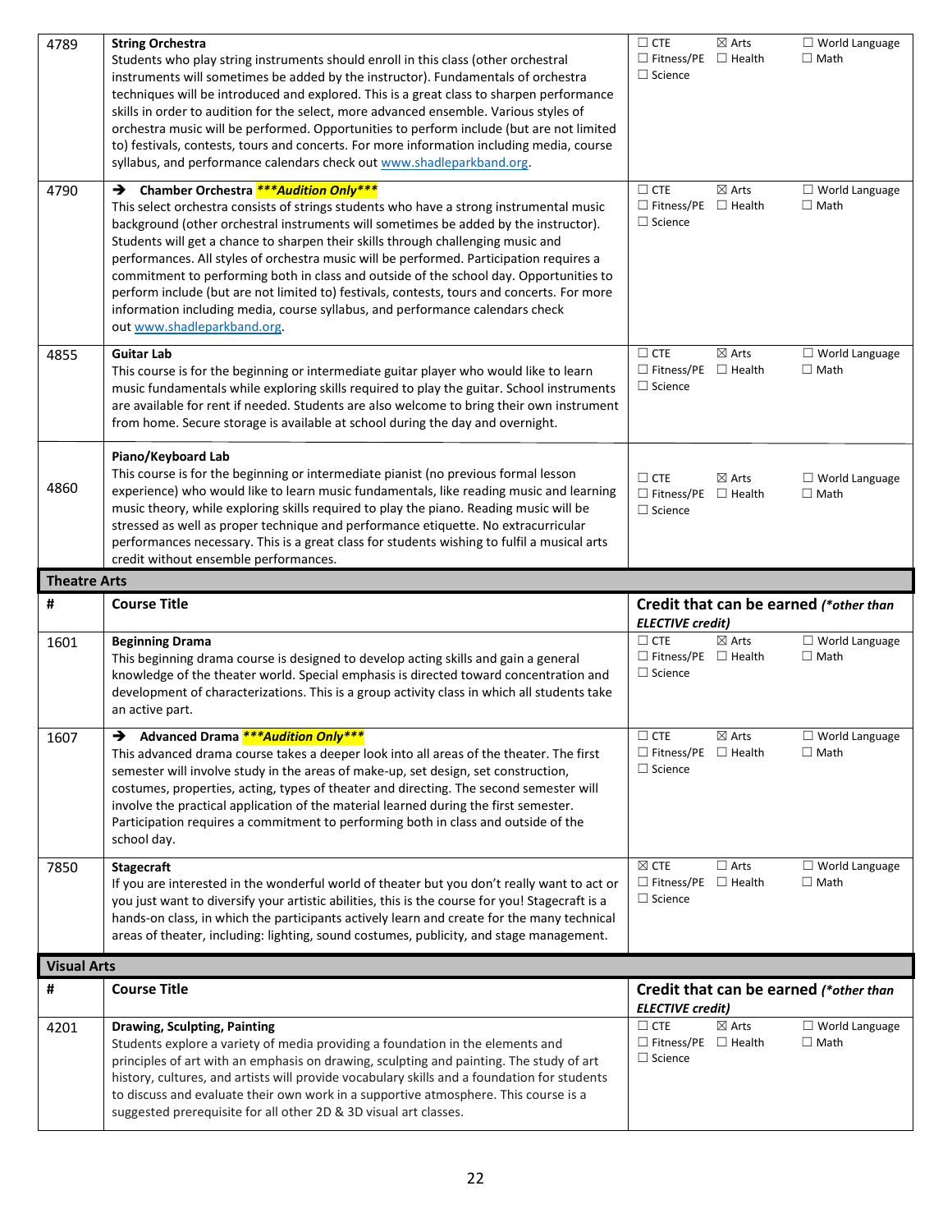| # | Course Title | Credit that can be earned (*other than ELECTIVE credit) |
|---|---|---|
| 4789 | **String Orchestra**<br>Students who play string instruments should enroll in this class (other orchestral instruments will sometimes be added by the instructor). Fundamentals of orchestra techniques will be introduced and explored. This is a great class to sharpen performance skills in order to audition for the select, more advanced ensemble. Various styles of orchestra music will be performed. Opportunities to perform include (but are not limited to) festivals, contests, tours and concerts. For more information including media, course syllabus, and performance calendars check out www.shadleparkband.org. | ☐ CTE ☒ Arts ☐ World Language ☐ Fitness/PE ☐ Health ☐ Math ☐ Science |
| 4790 | ➔ **Chamber Orchestra** ***Audition Only***<br>This select orchestra consists of strings students who have a strong instrumental music background (other orchestral instruments will sometimes be added by the instructor). Students will get a chance to sharpen their skills through challenging music and performances. All styles of orchestra music will be performed. Participation requires a commitment to performing both in class and outside of the school day. Opportunities to perform include (but are not limited to) festivals, contests, tours and concerts. For more information including media, course syllabus, and performance calendars check out www.shadleparkband.org. | ☐ CTE ☒ Arts ☐ World Language ☐ Fitness/PE ☐ Health ☐ Math ☐ Science |
| 4855 | **Guitar Lab**<br>This course is for the beginning or intermediate guitar player who would like to learn music fundamentals while exploring skills required to play the guitar. School instruments are available for rent if needed. Students are also welcome to bring their own instrument from home. Secure storage is available at school during the day and overnight. | ☐ CTE ☒ Arts ☐ World Language ☐ Fitness/PE ☐ Health ☐ Math ☐ Science |
| 4860 | **Piano/Keyboard Lab**<br>This course is for the beginning or intermediate pianist (no previous formal lesson experience) who would like to learn music fundamentals, like reading music and learning music theory, while exploring skills required to play the piano. Reading music will be stressed as well as proper technique and performance etiquette. No extracurricular performances necessary. This is a great class for students wishing to fulfil a musical arts credit without ensemble performances. | ☐ CTE ☒ Arts ☐ World Language ☐ Fitness/PE ☐ Health ☐ Math ☐ Science |

## Theatre Arts

| # | Course Title | Credit that can be earned (*other than ELECTIVE credit) |
|---|---|---|
| 1601 | **Beginning Drama**<br>This beginning drama course is designed to develop acting skills and gain a general knowledge of the theater world. Special emphasis is directed toward concentration and development of characterizations. This is a group activity class in which all students take an active part. | ☐ CTE ☒ Arts ☐ World Language ☐ Fitness/PE ☐ Health ☐ Math ☐ Science |
| 1607 | ➔ **Advanced Drama** ***Audition Only***<br>This advanced drama course takes a deeper look into all areas of the theater. The first semester will involve study in the areas of make-up, set design, set construction, costumes, properties, acting, types of theater and directing. The second semester will involve the practical application of the material learned during the first semester. Participation requires a commitment to performing both in class and outside of the school day. | ☐ CTE ☒ Arts ☐ World Language ☐ Fitness/PE ☐ Health ☐ Math ☐ Science |
| 7850 | **Stagecraft**<br>If you are interested in the wonderful world of theater but you don't really want to act or you just want to diversify your artistic abilities, this is the course for you! Stagecraft is a hands-on class, in which the participants actively learn and create for the many technical areas of theater, including: lighting, sound costumes, publicity, and stage management. | ☒ CTE ☐ Arts ☐ World Language ☐ Fitness/PE ☐ Health ☐ Math ☐ Science |

## Visual Arts

| # | Course Title | Credit that can be earned (*other than ELECTIVE credit) |
|---|---|---|
| 4201 | **Drawing, Sculpting, Painting**<br>Students explore a variety of media providing a foundation in the elements and principles of art with an emphasis on drawing, sculpting and painting. The study of art history, cultures, and artists will provide vocabulary skills and a foundation for students to discuss and evaluate their own work in a supportive atmosphere. This course is a suggested prerequisite for all other 2D & 3D visual art classes. | ☐ CTE ☒ Arts ☐ World Language ☐ Fitness/PE ☐ Health ☐ Math ☐ Science |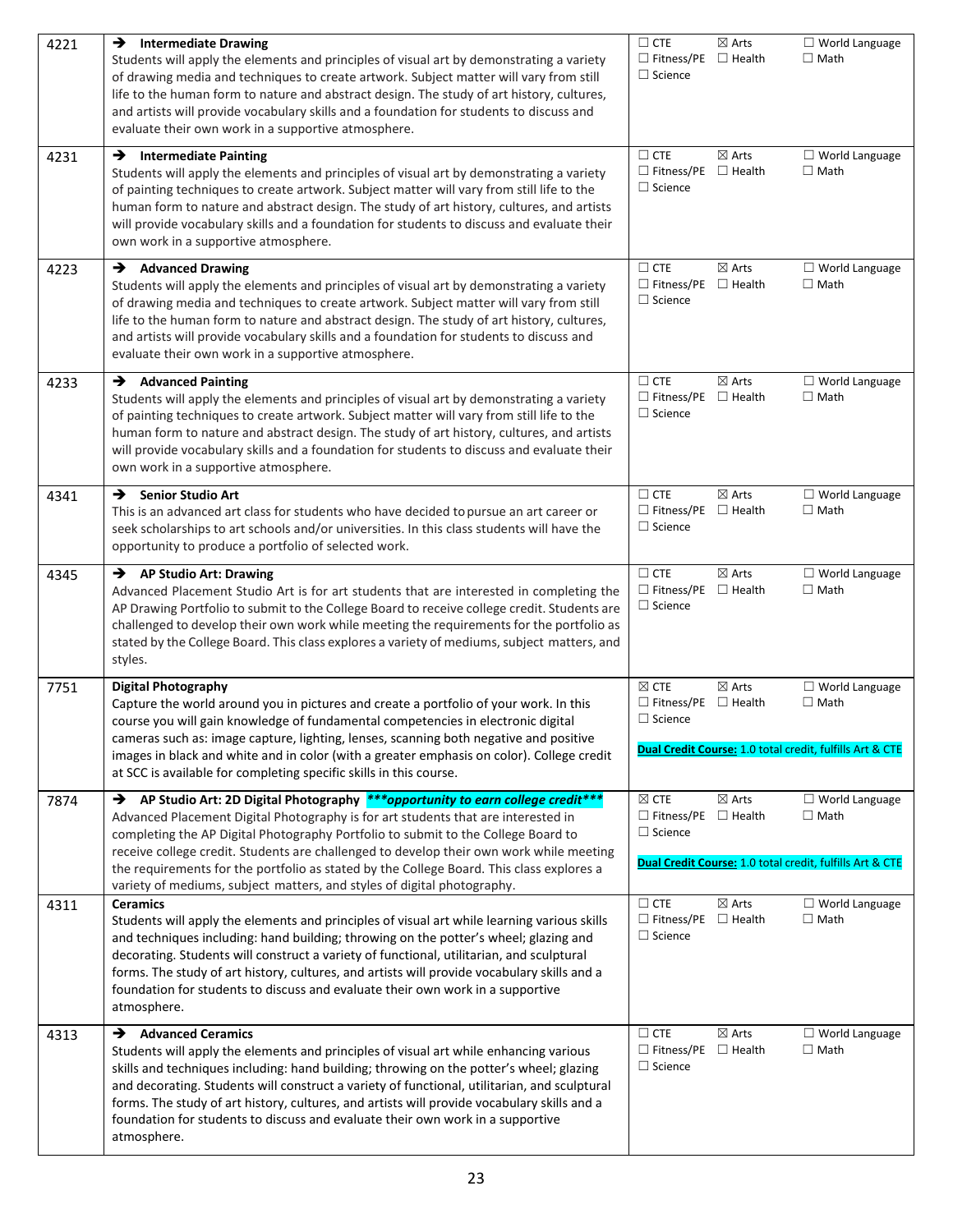| | | |
|---|---|---|
| 4221 | → **Intermediate Drawing**<br>Students will apply the elements and principles of visual art by demonstrating a variety of drawing media and techniques to create artwork. Subject matter will vary from still life to the human form to nature and abstract design. The study of art history, cultures, and artists will provide vocabulary skills and a foundation for students to discuss and evaluate their own work in a supportive atmosphere. | ☐ CTE ☒ Arts ☐ World Language<br>☐ Fitness/PE ☐ Health ☐ Math<br>☐ Science |
| 4231 | → **Intermediate Painting**<br>Students will apply the elements and principles of visual art by demonstrating a variety of painting techniques to create artwork. Subject matter will vary from still life to the human form to nature and abstract design. The study of art history, cultures, and artists will provide vocabulary skills and a foundation for students to discuss and evaluate their own work in a supportive atmosphere. | ☐ CTE ☒ Arts ☐ World Language<br>☐ Fitness/PE ☐ Health ☐ Math<br>☐ Science |
| 4223 | → **Advanced Drawing**<br>Students will apply the elements and principles of visual art by demonstrating a variety of drawing media and techniques to create artwork. Subject matter will vary from still life to the human form to nature and abstract design. The study of art history, cultures, and artists will provide vocabulary skills and a foundation for students to discuss and evaluate their own work in a supportive atmosphere. | ☐ CTE ☒ Arts ☐ World Language<br>☐ Fitness/PE ☐ Health ☐ Math<br>☐ Science |
| 4233 | → **Advanced Painting**<br>Students will apply the elements and principles of visual art by demonstrating a variety of painting techniques to create artwork. Subject matter will vary from still life to the human form to nature and abstract design. The study of art history, cultures, and artists will provide vocabulary skills and a foundation for students to discuss and evaluate their own work in a supportive atmosphere. | ☐ CTE ☒ Arts ☐ World Language<br>☐ Fitness/PE ☐ Health ☐ Math<br>☐ Science |
| 4341 | → **Senior Studio Art**<br>This is an advanced art class for students who have decided to pursue an art career or seek scholarships to art schools and/or universities. In this class students will have the opportunity to produce a portfolio of selected work. | ☐ CTE ☒ Arts ☐ World Language<br>☐ Fitness/PE ☐ Health ☐ Math<br>☐ Science |
| 4345 | → **AP Studio Art: Drawing**<br>Advanced Placement Studio Art is for art students that are interested in completing the AP Drawing Portfolio to submit to the College Board to receive college credit. Students are challenged to develop their own work while meeting the requirements for the portfolio as stated by the College Board. This class explores a variety of mediums, subject matters, and styles. | ☐ CTE ☒ Arts ☐ World Language<br>☐ Fitness/PE ☐ Health ☐ Math<br>☐ Science |
| 7751 | **Digital Photography**<br>Capture the world around you in pictures and create a portfolio of your work. In this course you will gain knowledge of fundamental competencies in electronic digital cameras such as: image capture, lighting, lenses, scanning both negative and positive images in black and white and in color (with a greater emphasis on color). College credit at SCC is available for completing specific skills in this course. | ☒ CTE ☒ Arts ☐ World Language<br>☐ Fitness/PE ☐ Health ☐ Math<br>☐ Science<br>**Dual Credit Course:** 1.0 total credit, fulfills Art & CTE |
| 7874 | → **AP Studio Art: 2D Digital Photography** ***\*\*\*opportunity to earn college credit\*\*\****<br>Advanced Placement Digital Photography is for art students that are interested in completing the AP Digital Photography Portfolio to submit to the College Board to receive college credit. Students are challenged to develop their own work while meeting the requirements for the portfolio as stated by the College Board. This class explores a variety of mediums, subject matters, and styles of digital photography. | ☒ CTE ☒ Arts ☐ World Language<br>☐ Fitness/PE ☐ Health ☐ Math<br>☐ Science<br>**Dual Credit Course:** 1.0 total credit, fulfills Art & CTE |
| 4311 | **Ceramics**<br>Students will apply the elements and principles of visual art while learning various skills and techniques including: hand building; throwing on the potter's wheel; glazing and decorating. Students will construct a variety of functional, utilitarian, and sculptural forms. The study of art history, cultures, and artists will provide vocabulary skills and a foundation for students to discuss and evaluate their own work in a supportive atmosphere. | ☐ CTE ☒ Arts ☐ World Language<br>☐ Fitness/PE ☐ Health ☐ Math<br>☐ Science |
| 4313 | → **Advanced Ceramics**<br>Students will apply the elements and principles of visual art while enhancing various skills and techniques including: hand building; throwing on the potter's wheel; glazing and decorating. Students will construct a variety of functional, utilitarian, and sculptural forms. The study of art history, cultures, and artists will provide vocabulary skills and a foundation for students to discuss and evaluate their own work in a supportive atmosphere. | ☐ CTE ☒ Arts ☐ World Language<br>☐ Fitness/PE ☐ Health ☐ Math<br>☐ Science |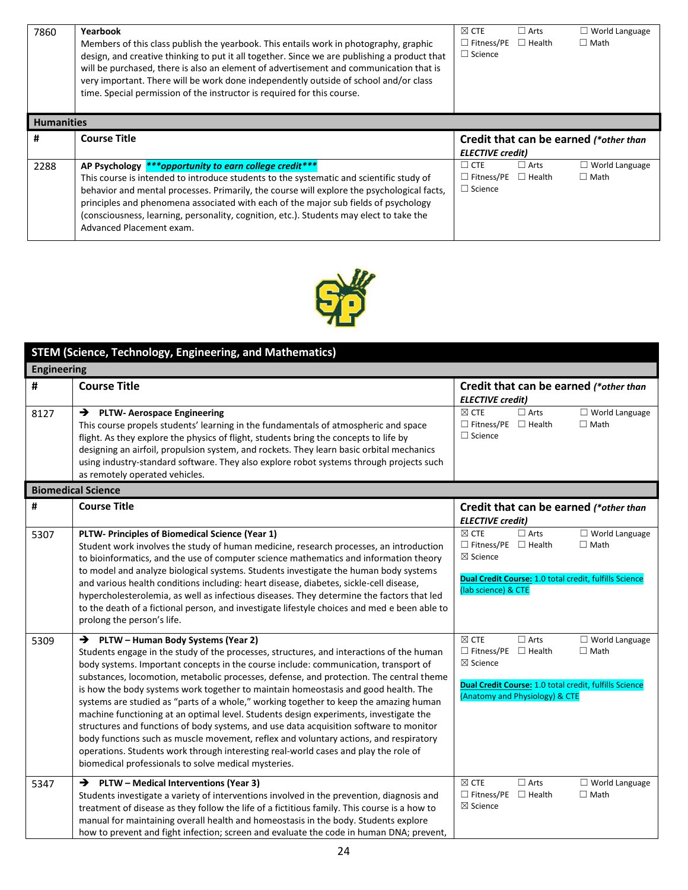| # | Course Title | Credit that can be earned (*other than ELECTIVE credit) |
|---|---|---|
| 7860 | **Yearbook**<br>Members of this class publish the yearbook. This entails work in photography, graphic design, and creative thinking to put it all together. Since we are publishing a product that will be purchased, there is also an element of advertisement and communication that is very important. There will be work done independently outside of school and/or class time. Special permission of the instructor is required for this course. | ☒ CTE ☐ Arts ☐ World Language<br>☐ Fitness/PE ☐ Health ☐ Math<br>☐ Science |

## Humanities

| # | Course Title | Credit that can be earned (*other than ELECTIVE credit) |
|---|---|---|
| 2288 | **AP Psychology** ***\*\*\*opportunity to earn college credit\*\*\**** <br>This course is intended to introduce students to the systematic and scientific study of behavior and mental processes. Primarily, the course will explore the psychological facts, principles and phenomena associated with each of the major sub fields of psychology (consciousness, learning, personality, cognition, etc.). Students may elect to take the Advanced Placement exam. | ☐ CTE ☐ Arts ☐ World Language<br>☐ Fitness/PE ☐ Health ☐ Math<br>☐ Science |

# STEM (Science, Technology, Engineering, and Mathematics)

## Engineering

| # | Course Title | Credit that can be earned (*other than ELECTIVE credit) |
|---|---|---|
| 8127 | ➔ **PLTW- Aerospace Engineering**<br>This course propels students' learning in the fundamentals of atmospheric and space flight. As they explore the physics of flight, students bring the concepts to life by designing an airfoil, propulsion system, and rockets. They learn basic orbital mechanics using industry-standard software. They also explore robot systems through projects such as remotely operated vehicles. | ☒ CTE ☐ Arts ☐ World Language<br>☐ Fitness/PE ☐ Health ☐ Math<br>☐ Science |

## Biomedical Science

| # | Course Title | Credit that can be earned (*other than ELECTIVE credit) |
|---|---|---|
| 5307 | **PLTW- Principles of Biomedical Science (Year 1)**<br>Student work involves the study of human medicine, research processes, an introduction to bioinformatics, and the use of computer science mathematics and information theory to model and analyze biological systems. Students investigate the human body systems and various health conditions including: heart disease, diabetes, sickle-cell disease, hypercholesterolemia, as well as infectious diseases. They determine the factors that led to the death of a fictional person, and investigate lifestyle choices and med e been able to prolong the person's life. | ☒ CTE ☐ Arts ☐ World Language<br>☐ Fitness/PE ☐ Health ☐ Math<br>☒ Science<br><br>**Dual Credit Course:** 1.0 total credit, fulfills Science (lab science) & CTE |
| 5309 | ➔ **PLTW – Human Body Systems (Year 2)**<br>Students engage in the study of the processes, structures, and interactions of the human body systems. Important concepts in the course include: communication, transport of substances, locomotion, metabolic processes, defense, and protection. The central theme is how the body systems work together to maintain homeostasis and good health. The systems are studied as "parts of a whole," working together to keep the amazing human machine functioning at an optimal level. Students design experiments, investigate the structures and functions of body systems, and use data acquisition software to monitor body functions such as muscle movement, reflex and voluntary actions, and respiratory operations. Students work through interesting real-world cases and play the role of biomedical professionals to solve medical mysteries. | ☒ CTE ☐ Arts ☐ World Language<br>☐ Fitness/PE ☐ Health ☐ Math<br>☒ Science<br><br>**Dual Credit Course:** 1.0 total credit, fulfills Science (Anatomy and Physiology) & CTE |
| 5347 | ➔ **PLTW – Medical Interventions (Year 3)**<br>Students investigate a variety of interventions involved in the prevention, diagnosis and treatment of disease as they follow the life of a fictitious family. This course is a how to manual for maintaining overall health and homeostasis in the body. Students explore how to prevent and fight infection; screen and evaluate the code in human DNA; prevent, | ☒ CTE ☐ Arts ☐ World Language<br>☐ Fitness/PE ☐ Health ☐ Math<br>☒ Science |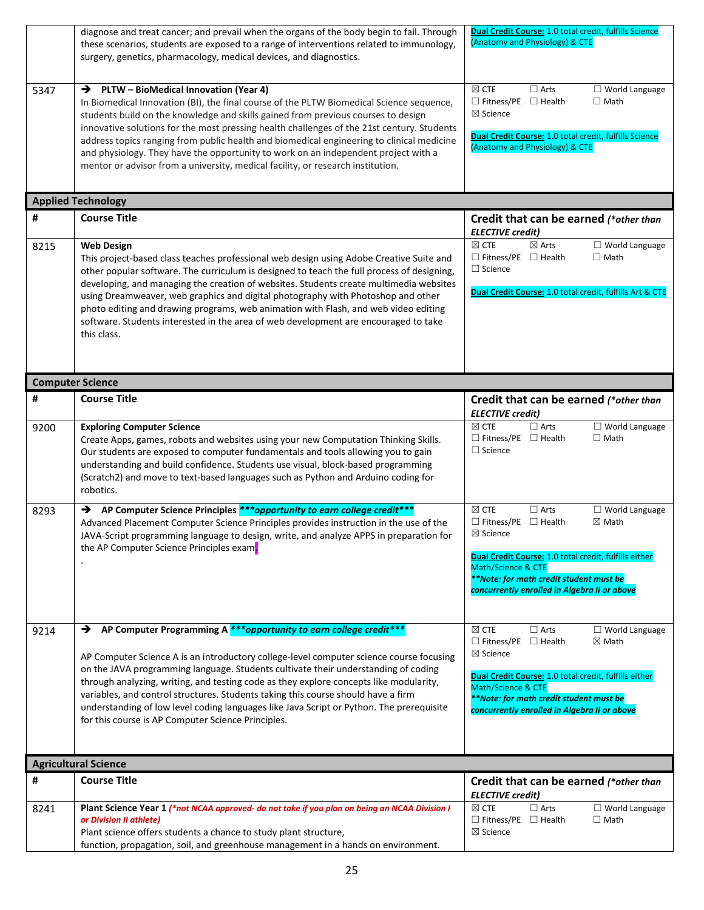| # | Course Title | Credit that can be earned (*other than ELECTIVE credit) |
|---|---|---|
| | diagnose and treat cancer; and prevail when the organs of the body begin to fail. Through these scenarios, students are exposed to a range of interventions related to immunology, surgery, genetics, pharmacology, medical devices, and diagnostics. | **Dual Credit Course:** 1.0 total credit, fulfills Science (Anatomy and Physiology) & CTE |
| 5347 | ➔ **PLTW – BioMedical Innovation (Year 4)**<br>In Biomedical Innovation (BI), the final course of the PLTW Biomedical Science sequence, students build on the knowledge and skills gained from previous courses to design innovative solutions for the most pressing health challenges of the 21st century. Students address topics ranging from public health and biomedical engineering to clinical medicine and physiology. They have the opportunity to work on an independent project with a mentor or advisor from a university, medical facility, or research institution. | ☒ CTE ☐ Arts ☐ World Language ☐ Fitness/PE ☐ Health ☐ Math ☒ Science<br><br>**Dual Credit Course:** 1.0 total credit, fulfills Science (Anatomy and Physiology) & CTE |

## Applied Technology

| # | Course Title | Credit that can be earned (*other than ELECTIVE credit) |
|---|---|---|
| 8215 | **Web Design**<br>This project-based class teaches professional web design using Adobe Creative Suite and other popular software. The curriculum is designed to teach the full process of designing, developing, and managing the creation of websites. Students create multimedia websites using Dreamweaver, web graphics and digital photography with Photoshop and other photo editing and drawing programs, web animation with Flash, and web video editing software. Students interested in the area of web development are encouraged to take this class. | ☒ CTE ☒ Arts ☐ World Language ☐ Fitness/PE ☐ Health ☐ Math ☐ Science<br><br>**Dual Credit Course:** 1.0 total credit, fulfills Art & CTE |

## Computer Science

| # | Course Title | Credit that can be earned (*other than ELECTIVE credit) |
|---|---|---|
| 9200 | **Exploring Computer Science**<br>Create Apps, games, robots and websites using your new Computation Thinking Skills. Our students are exposed to computer fundamentals and tools allowing you to gain understanding and build confidence. Students use visual, block-based programming (Scratch2) and move to text-based languages such as Python and Arduino coding for robotics. | ☒ CTE ☐ Arts ☐ World Language ☐ Fitness/PE ☐ Health ☐ Math ☐ Science |
| 8293 | ➔ **AP Computer Science Principles** ***opportunity to earn college credit***<br>Advanced Placement Computer Science Principles provides instruction in the use of the JAVA-Script programming language to design, write, and analyze APPS in preparation for the AP Computer Science Principles exam.<br>. | ☒ CTE ☐ Arts ☐ World Language ☐ Fitness/PE ☐ Health ☒ Math ☒ Science<br><br>**Dual Credit Course:** 1.0 total credit, fulfills either Math/Science & CTE<br>***\*\*Note: for math credit student must be concurrently enrolled in Algebra II or above*** |
| 9214 | ➔ **AP Computer Programming A** ***opportunity to earn college credit***<br><br>AP Computer Science A is an introductory college-level computer science course focusing on the JAVA programming language. Students cultivate their understanding of coding through analyzing, writing, and testing code as they explore concepts like modularity, variables, and control structures. Students taking this course should have a firm understanding of low level coding languages like Java Script or Python. The prerequisite for this course is AP Computer Science Principles. | ☒ CTE ☐ Arts ☐ World Language ☐ Fitness/PE ☐ Health ☒ Math ☒ Science<br><br>**Dual Credit Course:** 1.0 total credit, fulfills either Math/Science & CTE<br>***\*\*Note: for math credit student must be concurrently enrolled in Algebra II or above*** |

## Agricultural Science

| # | Course Title | Credit that can be earned (*other than ELECTIVE credit) |
|---|---|---|
| 8241 | **Plant Science Year 1** *(\*not NCAA approved- do not take if you plan on being an NCAA Division I or Division II athlete)*<br>Plant science offers students a chance to study plant structure, function, propagation, soil, and greenhouse management in a hands on environment. | ☒ CTE ☐ Arts ☐ World Language ☐ Fitness/PE ☐ Health ☐ Math ☒ Science |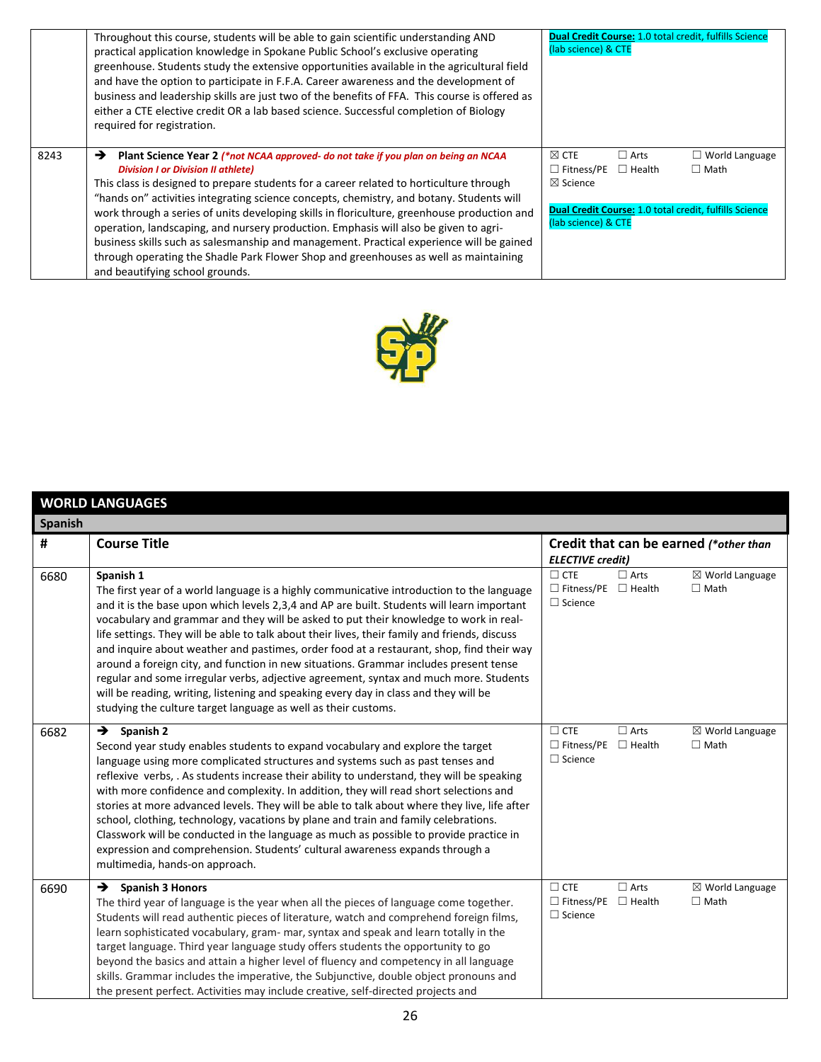| | | |
|---|---|---|
| | Throughout this course, students will be able to gain scientific understanding AND practical application knowledge in Spokane Public School's exclusive operating greenhouse. Students study the extensive opportunities available in the agricultural field and have the option to participate in F.F.A. Career awareness and the development of business and leadership skills are just two of the benefits of FFA. This course is offered as either a CTE elective credit OR a lab based science. Successful completion of Biology required for registration. | **Dual Credit Course:** 1.0 total credit, fulfills Science (lab science) & CTE |
| 8243 | ➔ **Plant Science Year 2** ***(\*not NCAA approved- do not take if you plan on being an NCAA Division I or Division II athlete)***<br>This class is designed to prepare students for a career related to horticulture through "hands on" activities integrating science concepts, chemistry, and botany. Students will work through a series of units developing skills in floriculture, greenhouse production and operation, landscaping, and nursery production. Emphasis will also be given to agri-business skills such as salesmanship and management. Practical experience will be gained through operating the Shadle Park Flower Shop and greenhouses as well as maintaining and beautifying school grounds. | ☒ CTE ☐ Arts ☐ World Language ☐ Fitness/PE ☐ Health ☐ Math ☒ Science<br><br>**Dual Credit Course:** 1.0 total credit, fulfills Science (lab science) & CTE |

## WORLD LANGUAGES

### Spanish

| # | Course Title | Credit that can be earned *(\*other than ELECTIVE credit)* |
|---|---|---|
| 6680 | **Spanish 1**<br>The first year of a world language is a highly communicative introduction to the language and it is the base upon which levels 2,3,4 and AP are built. Students will learn important vocabulary and grammar and they will be asked to put their knowledge to work in real-life settings. They will be able to talk about their lives, their family and friends, discuss and inquire about weather and pastimes, order food at a restaurant, shop, find their way around a foreign city, and function in new situations. Grammar includes present tense regular and some irregular verbs, adjective agreement, syntax and much more. Students will be reading, writing, listening and speaking every day in class and they will be studying the culture target language as well as their customs. | ☐ CTE ☐ Arts ☒ World Language ☐ Fitness/PE ☐ Health ☐ Math ☐ Science |
| 6682 | ➔ **Spanish 2**<br>Second year study enables students to expand vocabulary and explore the target language using more complicated structures and systems such as past tenses and reflexive verbs, . As students increase their ability to understand, they will be speaking with more confidence and complexity. In addition, they will read short selections and stories at more advanced levels. They will be able to talk about where they live, life after school, clothing, technology, vacations by plane and train and family celebrations. Classwork will be conducted in the language as much as possible to provide practice in expression and comprehension. Students' cultural awareness expands through a multimedia, hands-on approach. | ☐ CTE ☐ Arts ☒ World Language ☐ Fitness/PE ☐ Health ☐ Math ☐ Science |
| 6690 | ➔ **Spanish 3 Honors**<br>The third year of language is the year when all the pieces of language come together. Students will read authentic pieces of literature, watch and comprehend foreign films, learn sophisticated vocabulary, gram- mar, syntax and speak and learn totally in the target language. Third year language study offers students the opportunity to go beyond the basics and attain a higher level of fluency and competency in all language skills. Grammar includes the imperative, the Subjunctive, double object pronouns and the present perfect. Activities may include creative, self-directed projects and | ☐ CTE ☐ Arts ☒ World Language ☐ Fitness/PE ☐ Health ☐ Math ☐ Science |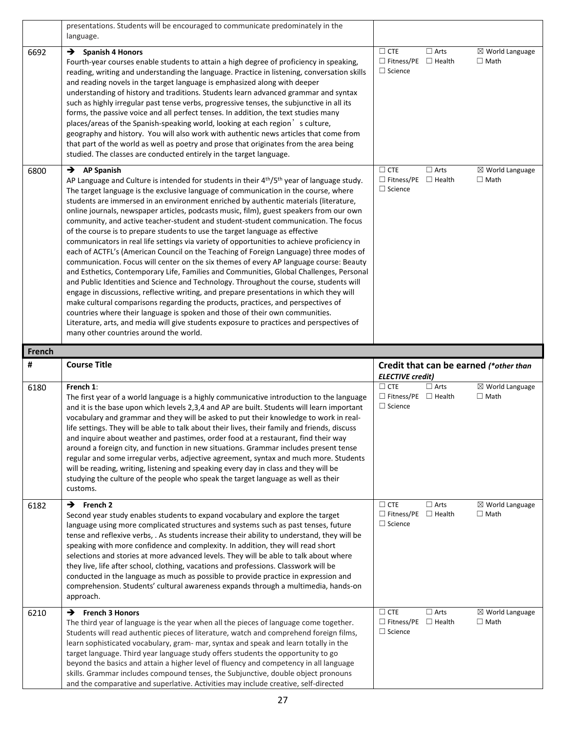| | | |
|---|---|---|
| | presentations. Students will be encouraged to communicate predominately in the language. | |
| 6692 | ➔ **Spanish 4 Honors**<br>Fourth-year courses enable students to attain a high degree of proficiency in speaking, reading, writing and understanding the language. Practice in listening, conversation skills and reading novels in the target language is emphasized along with deeper understanding of history and traditions. Students learn advanced grammar and syntax such as highly irregular past tense verbs, progressive tenses, the subjunctive in all its forms, the passive voice and all perfect tenses. In addition, the text studies many places/areas of the Spanish-speaking world, looking at each region's culture, geography and history. You will also work with authentic news articles that come from that part of the world as well as poetry and prose that originates from the area being studied. The classes are conducted entirely in the target language. | ☐ CTE ☐ Arts ☒ World Language<br>☐ Fitness/PE ☐ Health ☐ Math<br>☐ Science |
| 6800 | ➔ **AP Spanish**<br>AP Language and Culture is intended for students in their 4th/5th year of language study. The target language is the exclusive language of communication in the course, where students are immersed in an environment enriched by authentic materials (literature, online journals, newspaper articles, podcasts music, film), guest speakers from our own community, and active teacher-student and student-student communication. The focus of the course is to prepare students to use the target language as effective communicators in real life settings via variety of opportunities to achieve proficiency in each of ACTFL's (American Council on the Teaching of Foreign Language) three modes of communication. Focus will center on the six themes of every AP language course: Beauty and Esthetics, Contemporary Life, Families and Communities, Global Challenges, Personal and Public Identities and Science and Technology. Throughout the course, students will engage in discussions, reflective writing, and prepare presentations in which they will make cultural comparisons regarding the products, practices, and perspectives of countries where their language is spoken and those of their own communities. Literature, arts, and media will give students exposure to practices and perspectives of many other countries around the world. | ☐ CTE ☐ Arts ☒ World Language<br>☐ Fitness/PE ☐ Health ☐ Math<br>☐ Science |

## French

| # | Course Title | Credit that can be earned *(\*other than ELECTIVE credit)* |
|---|---|---|
| 6180 | **French 1**:<br>The first year of a world language is a highly communicative introduction to the language and it is the base upon which levels 2,3,4 and AP are built. Students will learn important vocabulary and grammar and they will be asked to put their knowledge to work in real-life settings. They will be able to talk about their lives, their family and friends, discuss and inquire about weather and pastimes, order food at a restaurant, find their way around a foreign city, and function in new situations. Grammar includes present tense regular and some irregular verbs, adjective agreement, syntax and much more. Students will be reading, writing, listening and speaking every day in class and they will be studying the culture of the people who speak the target language as well as their customs. | ☐ CTE ☐ Arts ☒ World Language<br>☐ Fitness/PE ☐ Health ☐ Math<br>☐ Science |
| 6182 | ➔ **French 2**<br>Second year study enables students to expand vocabulary and explore the target language using more complicated structures and systems such as past tenses, future tense and reflexive verbs, . As students increase their ability to understand, they will be speaking with more confidence and complexity. In addition, they will read short selections and stories at more advanced levels. They will be able to talk about where they live, life after school, clothing, vacations and professions. Classwork will be conducted in the language as much as possible to provide practice in expression and comprehension. Students' cultural awareness expands through a multimedia, hands-on approach. | ☐ CTE ☐ Arts ☒ World Language<br>☐ Fitness/PE ☐ Health ☐ Math<br>☐ Science |
| 6210 | ➔ **French 3 Honors**<br>The third year of language is the year when all the pieces of language come together. Students will read authentic pieces of literature, watch and comprehend foreign films, learn sophisticated vocabulary, gram- mar, syntax and speak and learn totally in the target language. Third year language study offers students the opportunity to go beyond the basics and attain a higher level of fluency and competency in all language skills. Grammar includes compound tenses, the Subjunctive, double object pronouns and the comparative and superlative. Activities may include creative, self-directed | ☐ CTE ☐ Arts ☒ World Language<br>☐ Fitness/PE ☐ Health ☐ Math<br>☐ Science |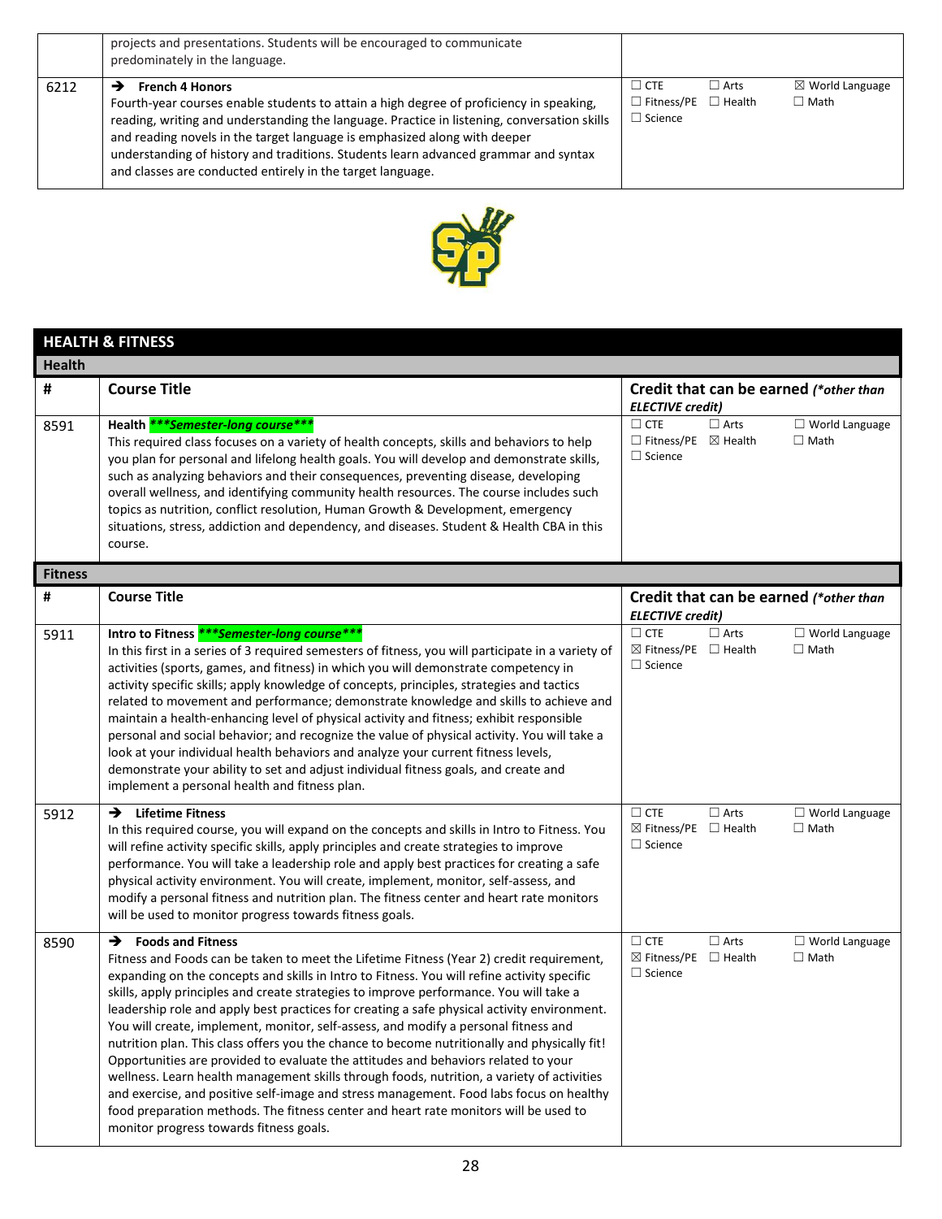| | | |
|---|---|---|
| | projects and presentations. Students will be encouraged to communicate predominately in the language. | |
| 6212 | ➔ **French 4 Honors**<br>Fourth-year courses enable students to attain a high degree of proficiency in speaking, reading, writing and understanding the language. Practice in listening, conversation skills and reading novels in the target language is emphasized along with deeper understanding of history and traditions. Students learn advanced grammar and syntax and classes are conducted entirely in the target language. | ☐ CTE ☐ Arts ☒ World Language ☐ Fitness/PE ☐ Health ☐ Math ☐ Science |

## HEALTH & FITNESS

### Health

| # | Course Title | Credit that can be earned *(\*other than ELECTIVE credit)* |
|---|---|---|
| 8591 | **Health** ***\*\*\*Semester-long course\*\*\****<br>This required class focuses on a variety of health concepts, skills and behaviors to help you plan for personal and lifelong health goals. You will develop and demonstrate skills, such as analyzing behaviors and their consequences, preventing disease, developing overall wellness, and identifying community health resources. The course includes such topics as nutrition, conflict resolution, Human Growth & Development, emergency situations, stress, addiction and dependency, and diseases. Student & Health CBA in this course. | ☐ CTE ☐ Arts ☐ World Language ☐ Fitness/PE ☒ Health ☐ Math ☐ Science |

### Fitness

| # | Course Title | Credit that can be earned *(\*other than ELECTIVE credit)* |
|---|---|---|
| 5911 | **Intro to Fitness** ***\*\*\*Semester-long course\*\*\****<br>In this first in a series of 3 required semesters of fitness, you will participate in a variety of activities (sports, games, and fitness) in which you will demonstrate competency in activity specific skills; apply knowledge of concepts, principles, strategies and tactics related to movement and performance; demonstrate knowledge and skills to achieve and maintain a health-enhancing level of physical activity and fitness; exhibit responsible personal and social behavior; and recognize the value of physical activity. You will take a look at your individual health behaviors and analyze your current fitness levels, demonstrate your ability to set and adjust individual fitness goals, and create and implement a personal health and fitness plan. | ☐ CTE ☐ Arts ☐ World Language ☒ Fitness/PE ☐ Health ☐ Math ☐ Science |
| 5912 | ➔ **Lifetime Fitness**<br>In this required course, you will expand on the concepts and skills in Intro to Fitness. You will refine activity specific skills, apply principles and create strategies to improve performance. You will take a leadership role and apply best practices for creating a safe physical activity environment. You will create, implement, monitor, self-assess, and modify a personal fitness and nutrition plan. The fitness center and heart rate monitors will be used to monitor progress towards fitness goals. | ☐ CTE ☐ Arts ☐ World Language ☒ Fitness/PE ☐ Health ☐ Math ☐ Science |
| 8590 | ➔ **Foods and Fitness**<br>Fitness and Foods can be taken to meet the Lifetime Fitness (Year 2) credit requirement, expanding on the concepts and skills in Intro to Fitness. You will refine activity specific skills, apply principles and create strategies to improve performance. You will take a leadership role and apply best practices for creating a safe physical activity environment. You will create, implement, monitor, self-assess, and modify a personal fitness and nutrition plan. This class offers you the chance to become nutritionally and physically fit! Opportunities are provided to evaluate the attitudes and behaviors related to your wellness. Learn health management skills through foods, nutrition, a variety of activities and exercise, and positive self-image and stress management. Food labs focus on healthy food preparation methods. The fitness center and heart rate monitors will be used to monitor progress towards fitness goals. | ☐ CTE ☐ Arts ☐ World Language ☒ Fitness/PE ☐ Health ☐ Math ☐ Science |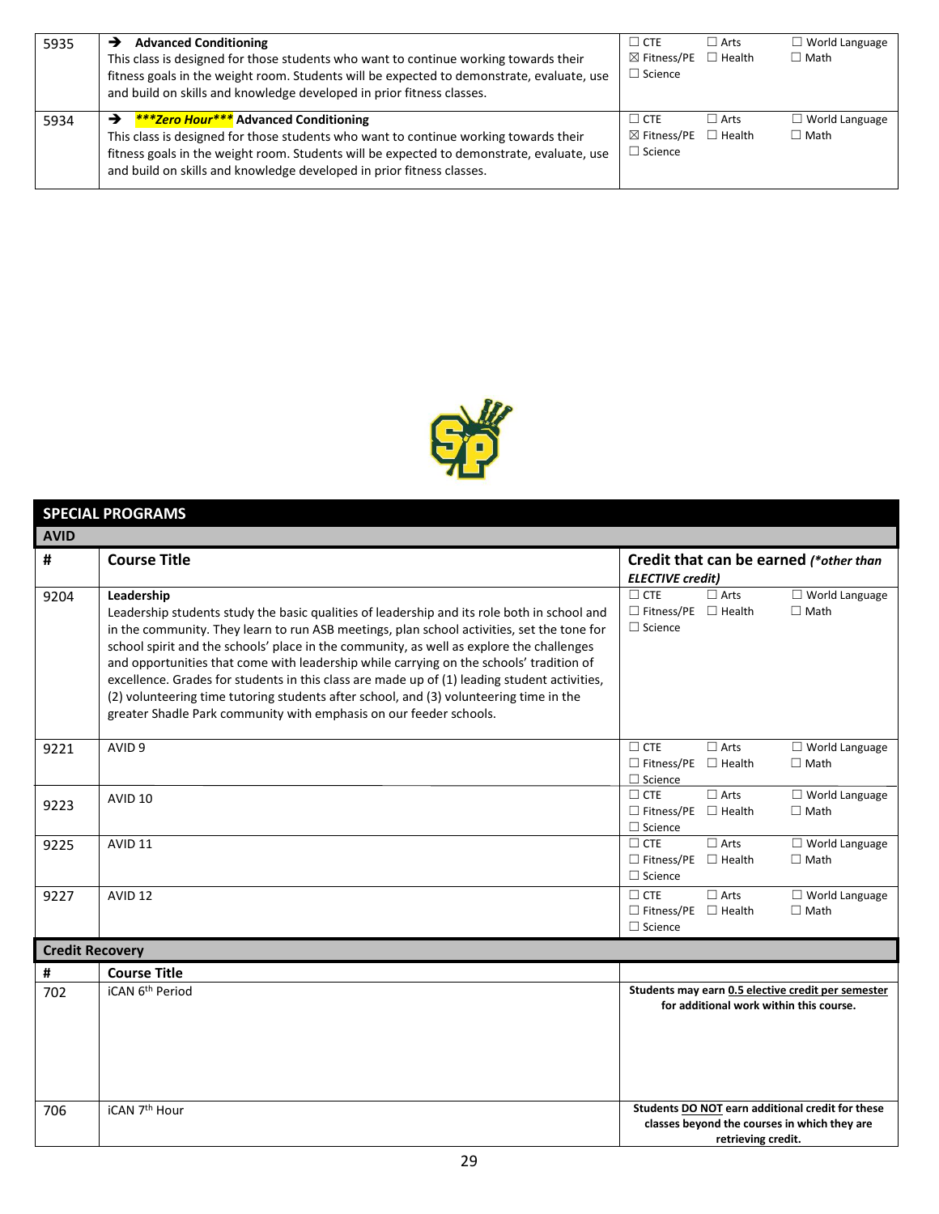| | | |
|---|---|---|
| 5935 | ➔ **Advanced Conditioning** This class is designed for those students who want to continue working towards their fitness goals in the weight room. Students will be expected to demonstrate, evaluate, use and build on skills and knowledge developed in prior fitness classes. | ☐ CTE ☐ Arts ☐ World Language ☒ Fitness/PE ☐ Health ☐ Math ☐ Science |
| 5934 | ➔ ***\*\*\*Zero Hour\*\*\**** **Advanced Conditioning** This class is designed for those students who want to continue working towards their fitness goals in the weight room. Students will be expected to demonstrate, evaluate, use and build on skills and knowledge developed in prior fitness classes. | ☐ CTE ☐ Arts ☐ World Language ☒ Fitness/PE ☐ Health ☐ Math ☐ Science |

## SPECIAL PROGRAMS

### AVID

| # | Course Title | Credit that can be earned *(\*other than ELECTIVE credit)* |
|---|---|---|
| 9204 | **Leadership** Leadership students study the basic qualities of leadership and its role both in school and in the community. They learn to run ASB meetings, plan school activities, set the tone for school spirit and the schools' place in the community, as well as explore the challenges and opportunities that come with leadership while carrying on the schools' tradition of excellence. Grades for students in this class are made up of (1) leading student activities, (2) volunteering time tutoring students after school, and (3) volunteering time in the greater Shadle Park community with emphasis on our feeder schools. | ☐ CTE ☐ Arts ☐ World Language ☐ Fitness/PE ☐ Health ☐ Math ☐ Science |
| 9221 | AVID 9 | ☐ CTE ☐ Arts ☐ World Language ☐ Fitness/PE ☐ Health ☐ Math ☐ Science |
| 9223 | AVID 10 | ☐ CTE ☐ Arts ☐ World Language ☐ Fitness/PE ☐ Health ☐ Math ☐ Science |
| 9225 | AVID 11 | ☐ CTE ☐ Arts ☐ World Language ☐ Fitness/PE ☐ Health ☐ Math ☐ Science |
| 9227 | AVID 12 | ☐ CTE ☐ Arts ☐ World Language ☐ Fitness/PE ☐ Health ☐ Math ☐ Science |

### Credit Recovery

| # | Course Title | |
|---|---|---|
| 702 | iCAN 6th Period | **Students may earn 0.5 elective credit per semester for additional work within this course.** |
| 706 | iCAN 7th Hour | **Students DO NOT earn additional credit for these classes beyond the courses in which they are retrieving credit.** |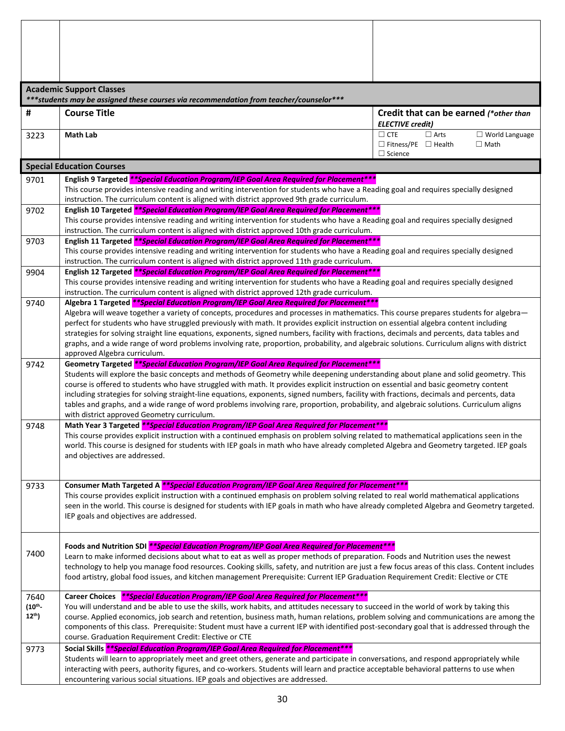| | | |
|---|---|---|
| | | |

**Academic Support Classes**
***\*\*\*students may be assigned these courses via recommendation from teacher/counselor\*\*\****

| # | Course Title | Credit that can be earned *(\*other than ELECTIVE credit)* |
|---|---|---|
| 3223 | **Math Lab** | ☐ CTE ☐ Arts ☐ World Language ☐ Fitness/PE ☐ Health ☐ Math ☐ Science |

**Special Education Courses**

| # | Course |
|---|---|
| 9701 | **English 9 Targeted** ***\*\*Special Education Program/IEP Goal Area Required for Placement\*\*\**** This course provides intensive reading and writing intervention for students who have a Reading goal and requires specially designed instruction. The curriculum content is aligned with district approved 9th grade curriculum. |
| 9702 | **English 10 Targeted** ***\*\*Special Education Program/IEP Goal Area Required for Placement\*\*\**** This course provides intensive reading and writing intervention for students who have a Reading goal and requires specially designed instruction. The curriculum content is aligned with district approved 10th grade curriculum. |
| 9703 | **English 11 Targeted** ***\*\*Special Education Program/IEP Goal Area Required for Placement\*\*\**** This course provides intensive reading and writing intervention for students who have a Reading goal and requires specially designed instruction. The curriculum content is aligned with district approved 11th grade curriculum. |
| 9904 | **English 12 Targeted** ***\*\*Special Education Program/IEP Goal Area Required for Placement\*\*\**** This course provides intensive reading and writing intervention for students who have a Reading goal and requires specially designed instruction. The curriculum content is aligned with district approved 12th grade curriculum. |
| 9740 | **Algebra 1 Targeted** ***\*\*Special Education Program/IEP Goal Area Required for Placement\*\*\**** Algebra will weave together a variety of concepts, procedures and processes in mathematics. This course prepares students for algebra—perfect for students who have struggled previously with math. It provides explicit instruction on essential algebra content including strategies for solving straight line equations, exponents, signed numbers, facility with fractions, decimals and percents, data tables and graphs, and a wide range of word problems involving rate, proportion, probability, and algebraic solutions. Curriculum aligns with district approved Algebra curriculum. |
| 9742 | **Geometry Targeted** ***\*\*Special Education Program/IEP Goal Area Required for Placement\*\*\**** Students will explore the basic concepts and methods of Geometry while deepening understanding about plane and solid geometry. This course is offered to students who have struggled with math. It provides explicit instruction on essential and basic geometry content including strategies for solving straight-line equations, exponents, signed numbers, facility with fractions, decimals and percents, data tables and graphs, and a wide range of word problems involving rare, proportion, probability, and algebraic solutions. Curriculum aligns with district approved Geometry curriculum. |
| 9748 | **Math Year 3 Targeted** ***\*\*Special Education Program/IEP Goal Area Required for Placement\*\*\**** This course provides explicit instruction with a continued emphasis on problem solving related to mathematical applications seen in the world. This course is designed for students with IEP goals in math who have already completed Algebra and Geometry targeted. IEP goals and objectives are addressed. |
| 9733 | **Consumer Math Targeted A** ***\*\*Special Education Program/IEP Goal Area Required for Placement\*\*\**** This course provides explicit instruction with a continued emphasis on problem solving related to real world mathematical applications seen in the world. This course is designed for students with IEP goals in math who have already completed Algebra and Geometry targeted. IEP goals and objectives are addressed. |
| 7400 | **Foods and Nutrition SDI** ***\*\*Special Education Program/IEP Goal Area Required for Placement\*\*\**** Learn to make informed decisions about what to eat as well as proper methods of preparation. Foods and Nutrition uses the newest technology to help you manage food resources. Cooking skills, safety, and nutrition are just a few focus areas of this class. Content includes food artistry, global food issues, and kitchen management Prerequisite: Current IEP Graduation Requirement Credit: Elective or CTE |
| 7640 (10th-12th) | **Career Choices** ***\*\*Special Education Program/IEP Goal Area Required for Placement\*\*\**** You will understand and be able to use the skills, work habits, and attitudes necessary to succeed in the world of work by taking this course. Applied economics, job search and retention, business math, human relations, problem solving and communications are among the components of this class. Prerequisite: Student must have a current IEP with identified post-secondary goal that is addressed through the course. Graduation Requirement Credit: Elective or CTE |
| 9773 | **Social Skills** ***\*\*Special Education Program/IEP Goal Area Required for Placement\*\*\**** Students will learn to appropriately meet and greet others, generate and participate in conversations, and respond appropriately while interacting with peers, authority figures, and co-workers. Students will learn and practice acceptable behavioral patterns to use when encountering various social situations. IEP goals and objectives are addressed. |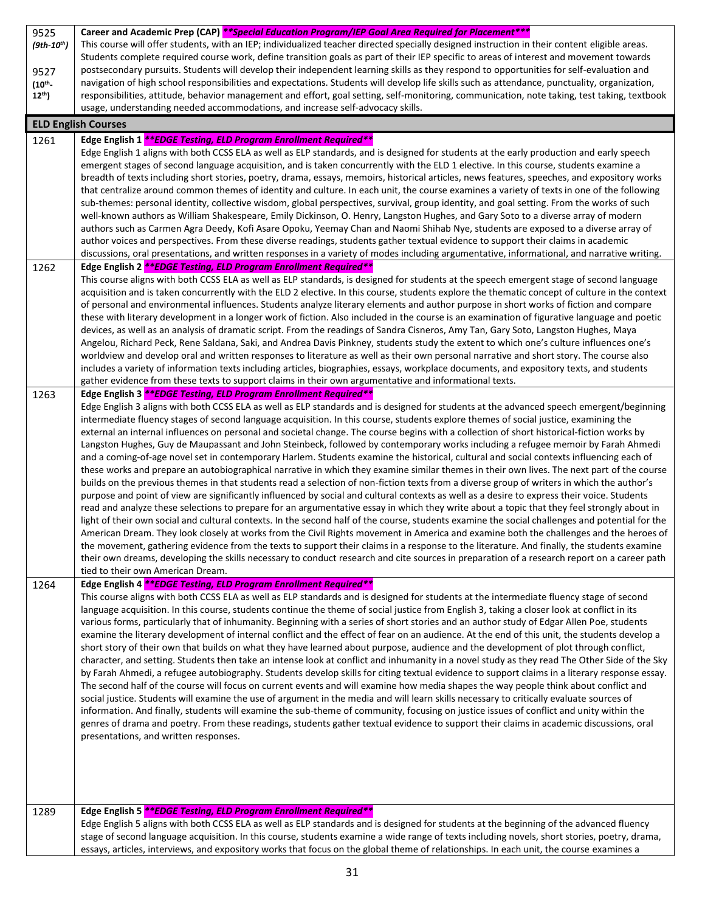| | |
|---|---|
| 9525 *(9th-10th)* 9527 (10th-12th) | **Career and Academic Prep (CAP)** ***\*\*Special Education Program/IEP Goal Area Required for Placement\*\*\**** This course will offer students, with an IEP; individualized teacher directed specially designed instruction in their content eligible areas. Students complete required course work, define transition goals as part of their IEP specific to areas of interest and movement towards postsecondary pursuits. Students will develop their independent learning skills as they respond to opportunities for self-evaluation and navigation of high school responsibilities and expectations. Students will develop life skills such as attendance, punctuality, organization, responsibilities, attitude, behavior management and effort, goal setting, self-monitoring, communication, note taking, test taking, textbook usage, understanding needed accommodations, and increase self-advocacy skills. |
| **ELD English Courses** | |
| 1261 | **Edge English 1** ***\*\*EDGE Testing, ELD Program Enrollment Required\*\**** Edge English 1 aligns with both CCSS ELA as well as ELP standards, and is designed for students at the early production and early speech emergent stages of second language acquisition, and is taken concurrently with the ELD 1 elective. In this course, students examine a breadth of texts including short stories, poetry, drama, essays, memoirs, historical articles, news features, speeches, and expository works that centralize around common themes of identity and culture. In each unit, the course examines a variety of texts in one of the following sub-themes: personal identity, collective wisdom, global perspectives, survival, group identity, and goal setting. From the works of such well-known authors as William Shakespeare, Emily Dickinson, O. Henry, Langston Hughes, and Gary Soto to a diverse array of modern authors such as Carmen Agra Deedy, Kofi Asare Opoku, Yeemay Chan and Naomi Shihab Nye, students are exposed to a diverse array of author voices and perspectives. From these diverse readings, students gather textual evidence to support their claims in academic discussions, oral presentations, and written responses in a variety of modes including argumentative, informational, and narrative writing. |
| 1262 | **Edge English 2** ***\*\*EDGE Testing, ELD Program Enrollment Required\*\**** This course aligns with both CCSS ELA as well as ELP standards, is designed for students at the speech emergent stage of second language acquisition and is taken concurrently with the ELD 2 elective. In this course, students explore the thematic concept of culture in the context of personal and environmental influences. Students analyze literary elements and author purpose in short works of fiction and compare these with literary development in a longer work of fiction. Also included in the course is an examination of figurative language and poetic devices, as well as an analysis of dramatic script. From the readings of Sandra Cisneros, Amy Tan, Gary Soto, Langston Hughes, Maya Angelou, Richard Peck, Rene Saldana, Saki, and Andrea Davis Pinkney, students study the extent to which one's culture influences one's worldview and develop oral and written responses to literature as well as their own personal narrative and short story. The course also includes a variety of information texts including articles, biographies, essays, workplace documents, and expository texts, and students gather evidence from these texts to support claims in their own argumentative and informational texts. |
| 1263 | **Edge English 3** ***\*\*EDGE Testing, ELD Program Enrollment Required\*\**** Edge English 3 aligns with both CCSS ELA as well as ELP standards and is designed for students at the advanced speech emergent/beginning intermediate fluency stages of second language acquisition. In this course, students explore themes of social justice, examining the external an internal influences on personal and societal change. The course begins with a collection of short historical-fiction works by Langston Hughes, Guy de Maupassant and John Steinbeck, followed by contemporary works including a refugee memoir by Farah Ahmedi and a coming-of-age novel set in contemporary Harlem. Students examine the historical, cultural and social contexts influencing each of these works and prepare an autobiographical narrative in which they examine similar themes in their own lives. The next part of the course builds on the previous themes in that students read a selection of non-fiction texts from a diverse group of writers in which the author's purpose and point of view are significantly influenced by social and cultural contexts as well as a desire to express their voice. Students read and analyze these selections to prepare for an argumentative essay in which they write about a topic that they feel strongly about in light of their own social and cultural contexts. In the second half of the course, students examine the social challenges and potential for the American Dream. They look closely at works from the Civil Rights movement in America and examine both the challenges and the heroes of the movement, gathering evidence from the texts to support their claims in a response to the literature. And finally, the students examine their own dreams, developing the skills necessary to conduct research and cite sources in preparation of a research report on a career path tied to their own American Dream. |
| 1264 | **Edge English 4** ***\*\*EDGE Testing, ELD Program Enrollment Required\*\**** This course aligns with both CCSS ELA as well as ELP standards and is designed for students at the intermediate fluency stage of second language acquisition. In this course, students continue the theme of social justice from English 3, taking a closer look at conflict in its various forms, particularly that of inhumanity. Beginning with a series of short stories and an author study of Edgar Allen Poe, students examine the literary development of internal conflict and the effect of fear on an audience. At the end of this unit, the students develop a short story of their own that builds on what they have learned about purpose, audience and the development of plot through conflict, character, and setting. Students then take an intense look at conflict and inhumanity in a novel study as they read The Other Side of the Sky by Farah Ahmedi, a refugee autobiography. Students develop skills for citing textual evidence to support claims in a literary response essay. The second half of the course will focus on current events and will examine how media shapes the way people think about conflict and social justice. Students will examine the use of argument in the media and will learn skills necessary to critically evaluate sources of information. And finally, students will examine the sub-theme of community, focusing on justice issues of conflict and unity within the genres of drama and poetry. From these readings, students gather textual evidence to support their claims in academic discussions, oral presentations, and written responses. |
| 1289 | **Edge English 5** ***\*\*EDGE Testing, ELD Program Enrollment Required\*\**** Edge English 5 aligns with both CCSS ELA as well as ELP standards and is designed for students at the beginning of the advanced fluency stage of second language acquisition. In this course, students examine a wide range of texts including novels, short stories, poetry, drama, essays, articles, interviews, and expository works that focus on the global theme of relationships. In each unit, the course examines a |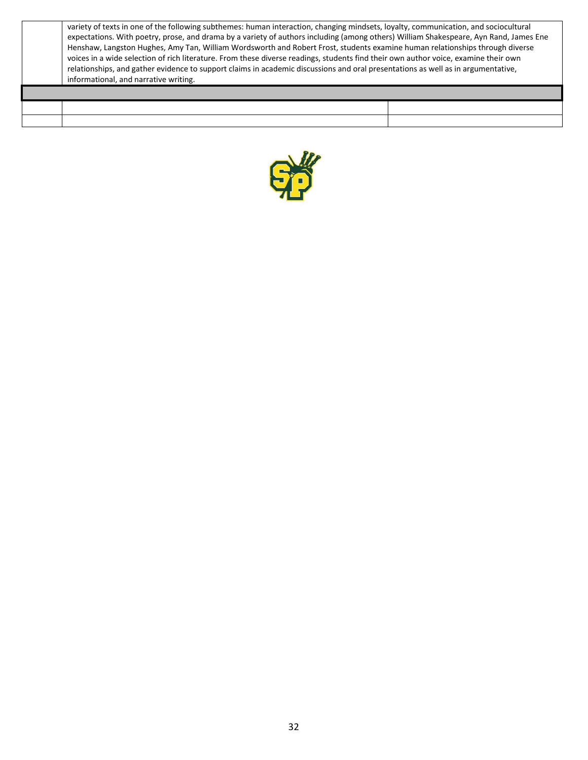| | |
|---|---|
| | variety of texts in one of the following subthemes: human interaction, changing mindsets, loyalty, communication, and sociocultural expectations. With poetry, prose, and drama by a variety of authors including (among others) William Shakespeare, Ayn Rand, James Ene Henshaw, Langston Hughes, Amy Tan, William Wordsworth and Robert Frost, students examine human relationships through diverse voices in a wide selection of rich literature. From these diverse readings, students find their own author voice, examine their own relationships, and gather evidence to support claims in academic discussions and oral presentations as well as in argumentative, informational, and narrative writing. |